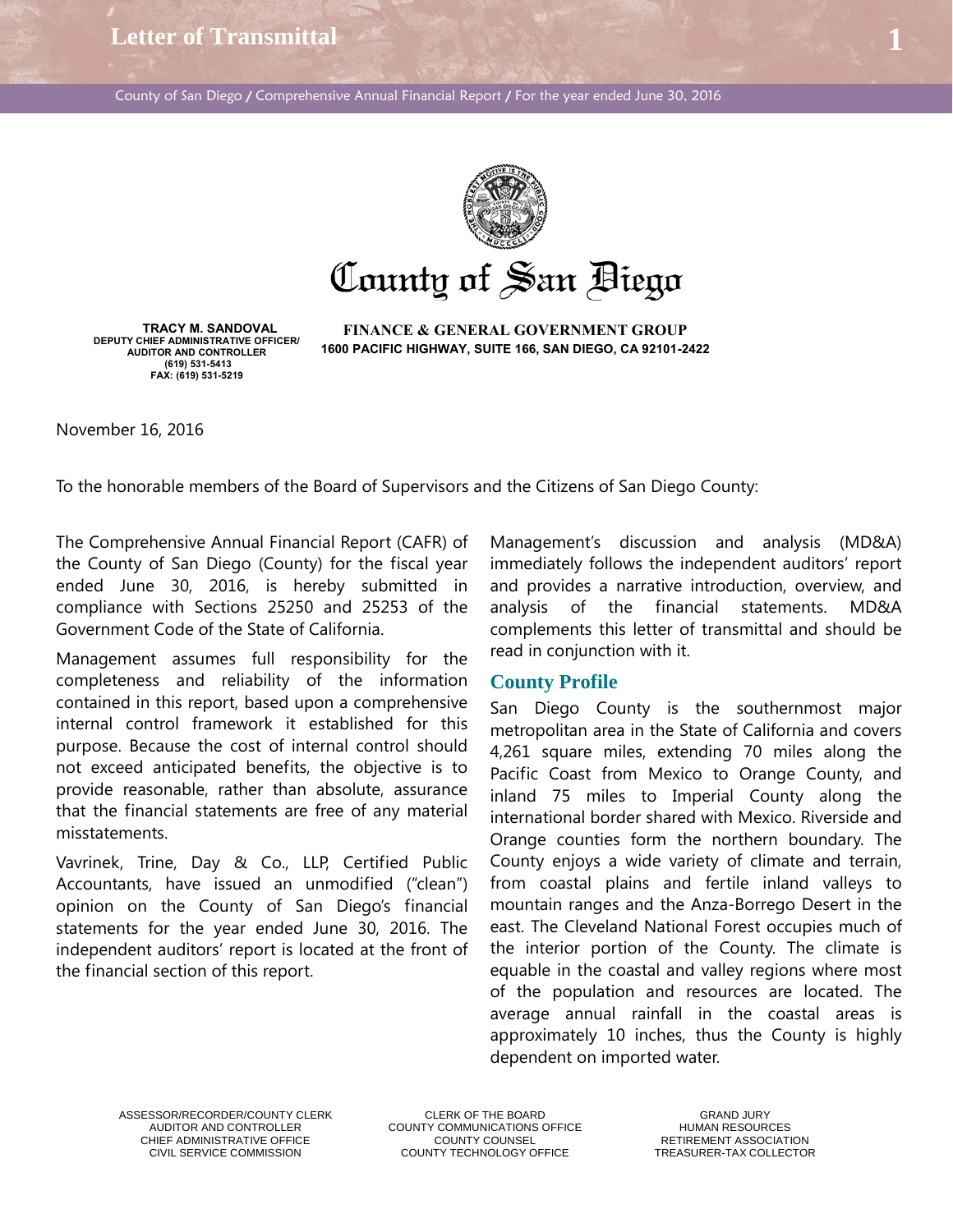# Letter of Transmittal

# County of San Diego

**TRACY M. SANDOVAL**
**DEPUTY CHIEF ADMINISTRATIVE OFFICER/ AUDITOR AND CONTROLLER**
**(619) 531-5413**
**FAX: (619) 531-5219**

**FINANCE & GENERAL GOVERNMENT GROUP**
**1600 PACIFIC HIGHWAY, SUITE 166, SAN DIEGO, CA 92101-2422**

November 16, 2016

To the honorable members of the Board of Supervisors and the Citizens of San Diego County:

The Comprehensive Annual Financial Report (CAFR) of the County of San Diego (County) for the fiscal year ended June 30, 2016, is hereby submitted in compliance with Sections 25250 and 25253 of the Government Code of the State of California.

Management assumes full responsibility for the completeness and reliability of the information contained in this report, based upon a comprehensive internal control framework it established for this purpose. Because the cost of internal control should not exceed anticipated benefits, the objective is to provide reasonable, rather than absolute, assurance that the financial statements are free of any material misstatements.

Vavrinek, Trine, Day & Co., LLP, Certified Public Accountants, have issued an unmodified ("clean") opinion on the County of San Diego's financial statements for the year ended June 30, 2016. The independent auditors' report is located at the front of the financial section of this report.

Management's discussion and analysis (MD&A) immediately follows the independent auditors' report and provides a narrative introduction, overview, and analysis of the financial statements. MD&A complements this letter of transmittal and should be read in conjunction with it.

## County Profile

San Diego County is the southernmost major metropolitan area in the State of California and covers 4,261 square miles, extending 70 miles along the Pacific Coast from Mexico to Orange County, and inland 75 miles to Imperial County along the international border shared with Mexico. Riverside and Orange counties form the northern boundary. The County enjoys a wide variety of climate and terrain, from coastal plains and fertile inland valleys to mountain ranges and the Anza-Borrego Desert in the east. The Cleveland National Forest occupies much of the interior portion of the County. The climate is equable in the coastal and valley regions where most of the population and resources are located. The average annual rainfall in the coastal areas is approximately 10 inches, thus the County is highly dependent on imported water.

ASSESSOR/RECORDER/COUNTY CLERK
AUDITOR AND CONTROLLER
CHIEF ADMINISTRATIVE OFFICE
CIVIL SERVICE COMMISSION

CLERK OF THE BOARD
COUNTY COMMUNICATIONS OFFICE
COUNTY COUNSEL
COUNTY TECHNOLOGY OFFICE

GRAND JURY
HUMAN RESOURCES
RETIREMENT ASSOCIATION
TREASURER-TAX COLLECTOR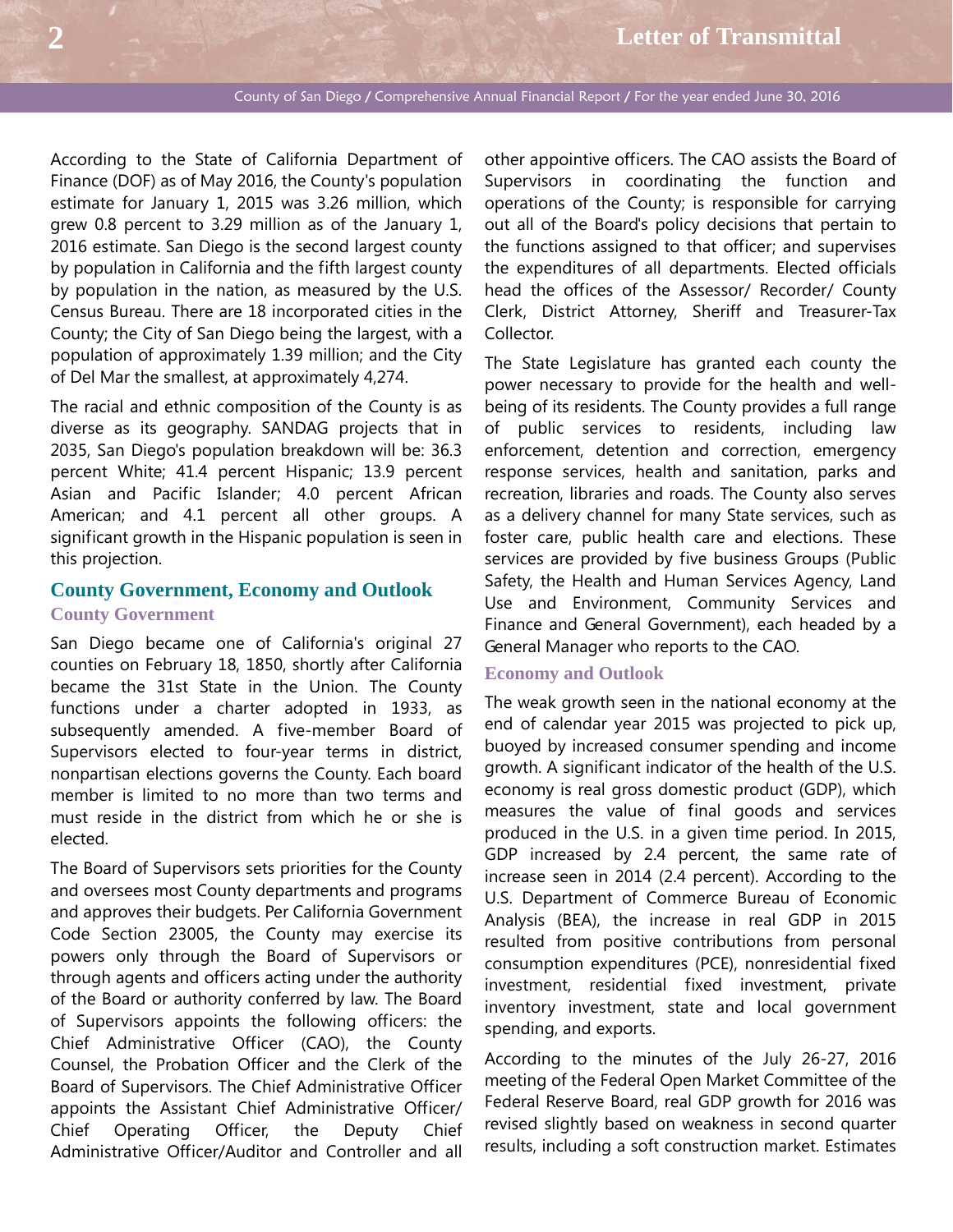According to the State of California Department of Finance (DOF) as of May 2016, the County's population estimate for January 1, 2015 was 3.26 million, which grew 0.8 percent to 3.29 million as of the January 1, 2016 estimate. San Diego is the second largest county by population in California and the fifth largest county by population in the nation, as measured by the U.S. Census Bureau. There are 18 incorporated cities in the County; the City of San Diego being the largest, with a population of approximately 1.39 million; and the City of Del Mar the smallest, at approximately 4,274.

The racial and ethnic composition of the County is as diverse as its geography. SANDAG projects that in 2035, San Diego's population breakdown will be: 36.3 percent White; 41.4 percent Hispanic; 13.9 percent Asian and Pacific Islander; 4.0 percent African American; and 4.1 percent all other groups. A significant growth in the Hispanic population is seen in this projection.

## County Government, Economy and Outlook

### County Government

San Diego became one of California's original 27 counties on February 18, 1850, shortly after California became the 31st State in the Union. The County functions under a charter adopted in 1933, as subsequently amended. A five-member Board of Supervisors elected to four-year terms in district, nonpartisan elections governs the County. Each board member is limited to no more than two terms and must reside in the district from which he or she is elected.

The Board of Supervisors sets priorities for the County and oversees most County departments and programs and approves their budgets. Per California Government Code Section 23005, the County may exercise its powers only through the Board of Supervisors or through agents and officers acting under the authority of the Board or authority conferred by law. The Board of Supervisors appoints the following officers: the Chief Administrative Officer (CAO), the County Counsel, the Probation Officer and the Clerk of the Board of Supervisors. The Chief Administrative Officer appoints the Assistant Chief Administrative Officer/ Chief Operating Officer, the Deputy Chief Administrative Officer/Auditor and Controller and all other appointive officers. The CAO assists the Board of Supervisors in coordinating the function and operations of the County; is responsible for carrying out all of the Board's policy decisions that pertain to the functions assigned to that officer; and supervises the expenditures of all departments. Elected officials head the offices of the Assessor/ Recorder/ County Clerk, District Attorney, Sheriff and Treasurer-Tax Collector.

The State Legislature has granted each county the power necessary to provide for the health and well-being of its residents. The County provides a full range of public services to residents, including law enforcement, detention and correction, emergency response services, health and sanitation, parks and recreation, libraries and roads. The County also serves as a delivery channel for many State services, such as foster care, public health care and elections. These services are provided by five business Groups (Public Safety, the Health and Human Services Agency, Land Use and Environment, Community Services and Finance and General Government), each headed by a General Manager who reports to the CAO.

### Economy and Outlook

The weak growth seen in the national economy at the end of calendar year 2015 was projected to pick up, buoyed by increased consumer spending and income growth. A significant indicator of the health of the U.S. economy is real gross domestic product (GDP), which measures the value of final goods and services produced in the U.S. in a given time period. In 2015, GDP increased by 2.4 percent, the same rate of increase seen in 2014 (2.4 percent). According to the U.S. Department of Commerce Bureau of Economic Analysis (BEA), the increase in real GDP in 2015 resulted from positive contributions from personal consumption expenditures (PCE), nonresidential fixed investment, residential fixed investment, private inventory investment, state and local government spending, and exports.

According to the minutes of the July 26-27, 2016 meeting of the Federal Open Market Committee of the Federal Reserve Board, real GDP growth for 2016 was revised slightly based on weakness in second quarter results, including a soft construction market. Estimates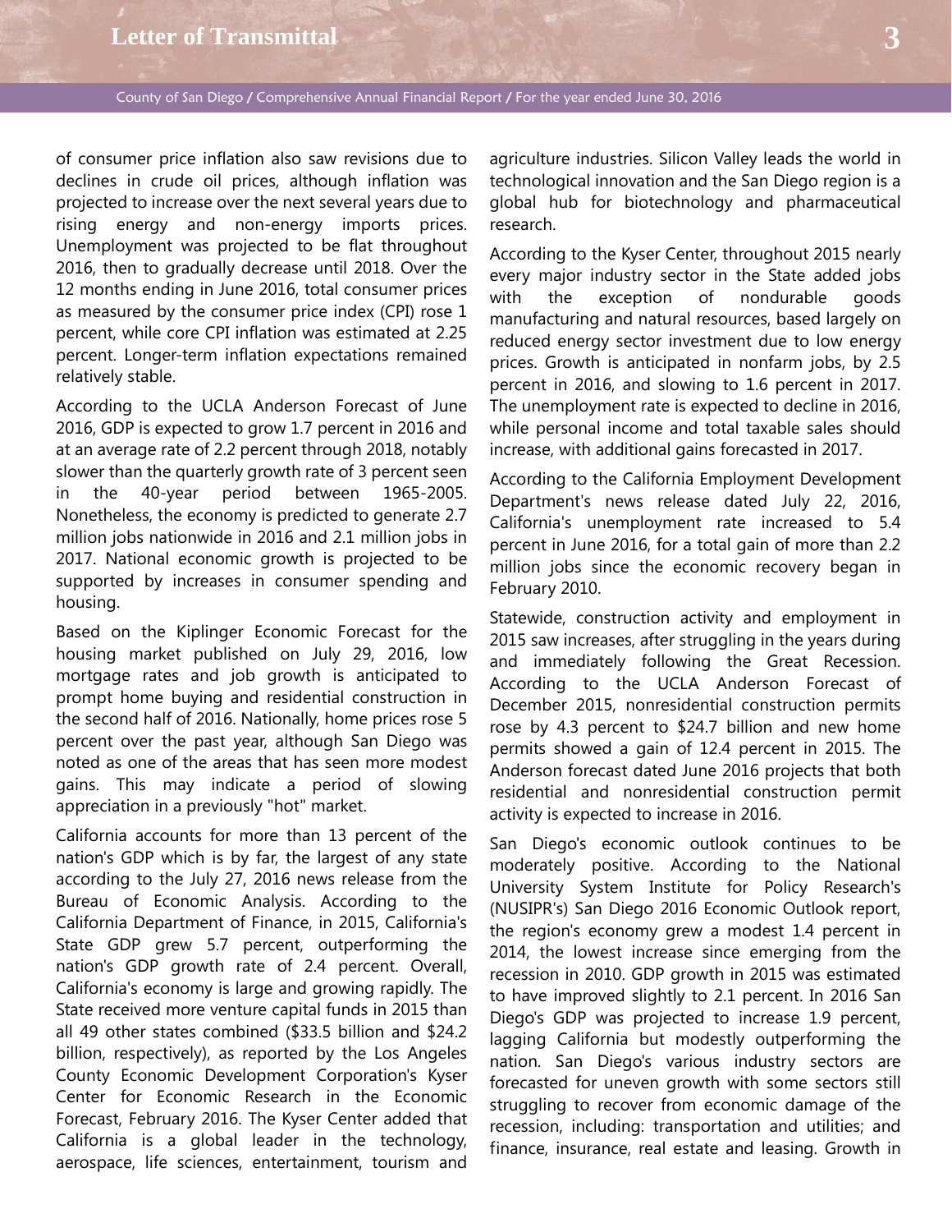of consumer price inflation also saw revisions due to declines in crude oil prices, although inflation was projected to increase over the next several years due to rising energy and non-energy imports prices. Unemployment was projected to be flat throughout 2016, then to gradually decrease until 2018. Over the 12 months ending in June 2016, total consumer prices as measured by the consumer price index (CPI) rose 1 percent, while core CPI inflation was estimated at 2.25 percent. Longer-term inflation expectations remained relatively stable.

According to the UCLA Anderson Forecast of June 2016, GDP is expected to grow 1.7 percent in 2016 and at an average rate of 2.2 percent through 2018, notably slower than the quarterly growth rate of 3 percent seen in the 40-year period between 1965-2005. Nonetheless, the economy is predicted to generate 2.7 million jobs nationwide in 2016 and 2.1 million jobs in 2017. National economic growth is projected to be supported by increases in consumer spending and housing.

Based on the Kiplinger Economic Forecast for the housing market published on July 29, 2016, low mortgage rates and job growth is anticipated to prompt home buying and residential construction in the second half of 2016. Nationally, home prices rose 5 percent over the past year, although San Diego was noted as one of the areas that has seen more modest gains. This may indicate a period of slowing appreciation in a previously "hot" market.

California accounts for more than 13 percent of the nation's GDP which is by far, the largest of any state according to the July 27, 2016 news release from the Bureau of Economic Analysis. According to the California Department of Finance, in 2015, California's State GDP grew 5.7 percent, outperforming the nation's GDP growth rate of 2.4 percent. Overall, California's economy is large and growing rapidly. The State received more venture capital funds in 2015 than all 49 other states combined ($33.5 billion and $24.2 billion, respectively), as reported by the Los Angeles County Economic Development Corporation's Kyser Center for Economic Research in the Economic Forecast, February 2016. The Kyser Center added that California is a global leader in the technology, aerospace, life sciences, entertainment, tourism and agriculture industries. Silicon Valley leads the world in technological innovation and the San Diego region is a global hub for biotechnology and pharmaceutical research.

According to the Kyser Center, throughout 2015 nearly every major industry sector in the State added jobs with the exception of nondurable goods manufacturing and natural resources, based largely on reduced energy sector investment due to low energy prices. Growth is anticipated in nonfarm jobs, by 2.5 percent in 2016, and slowing to 1.6 percent in 2017. The unemployment rate is expected to decline in 2016, while personal income and total taxable sales should increase, with additional gains forecasted in 2017.

According to the California Employment Development Department's news release dated July 22, 2016, California's unemployment rate increased to 5.4 percent in June 2016, for a total gain of more than 2.2 million jobs since the economic recovery began in February 2010.

Statewide, construction activity and employment in 2015 saw increases, after struggling in the years during and immediately following the Great Recession. According to the UCLA Anderson Forecast of December 2015, nonresidential construction permits rose by 4.3 percent to $24.7 billion and new home permits showed a gain of 12.4 percent in 2015. The Anderson forecast dated June 2016 projects that both residential and nonresidential construction permit activity is expected to increase in 2016.

San Diego's economic outlook continues to be moderately positive. According to the National University System Institute for Policy Research's (NUSIPR's) San Diego 2016 Economic Outlook report, the region's economy grew a modest 1.4 percent in 2014, the lowest increase since emerging from the recession in 2010. GDP growth in 2015 was estimated to have improved slightly to 2.1 percent. In 2016 San Diego's GDP was projected to increase 1.9 percent, lagging California but modestly outperforming the nation. San Diego's various industry sectors are forecasted for uneven growth with some sectors still struggling to recover from economic damage of the recession, including: transportation and utilities; and finance, insurance, real estate and leasing. Growth in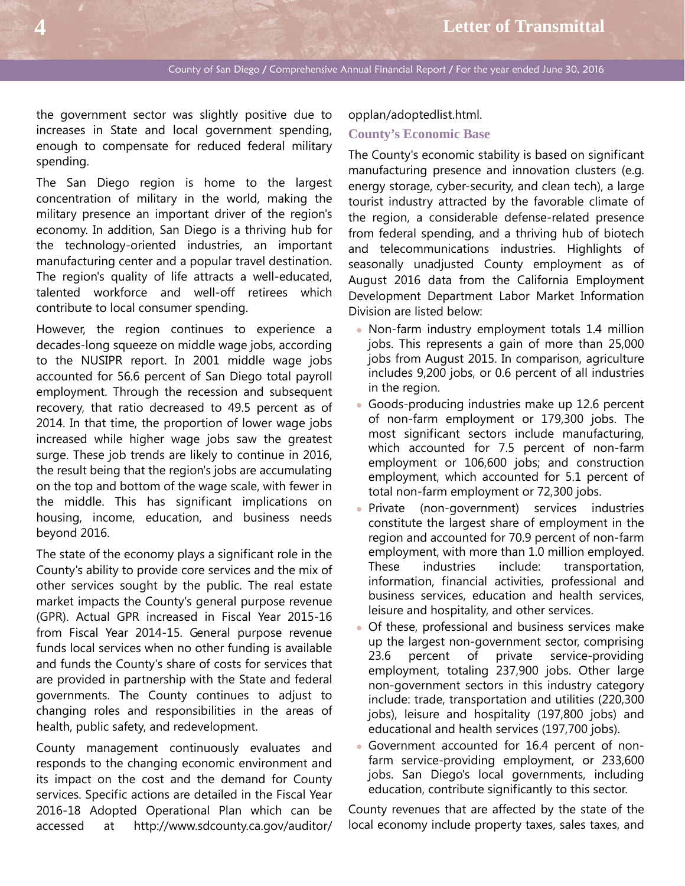the government sector was slightly positive due to increases in State and local government spending, enough to compensate for reduced federal military spending.

The San Diego region is home to the largest concentration of military in the world, making the military presence an important driver of the region's economy. In addition, San Diego is a thriving hub for the technology-oriented industries, an important manufacturing center and a popular travel destination. The region's quality of life attracts a well-educated, talented workforce and well-off retirees which contribute to local consumer spending.

However, the region continues to experience a decades-long squeeze on middle wage jobs, according to the NUSIPR report. In 2001 middle wage jobs accounted for 56.6 percent of San Diego total payroll employment. Through the recession and subsequent recovery, that ratio decreased to 49.5 percent as of 2014. In that time, the proportion of lower wage jobs increased while higher wage jobs saw the greatest surge. These job trends are likely to continue in 2016, the result being that the region's jobs are accumulating on the top and bottom of the wage scale, with fewer in the middle. This has significant implications on housing, income, education, and business needs beyond 2016.

The state of the economy plays a significant role in the County's ability to provide core services and the mix of other services sought by the public. The real estate market impacts the County's general purpose revenue (GPR). Actual GPR increased in Fiscal Year 2015-16 from Fiscal Year 2014-15. General purpose revenue funds local services when no other funding is available and funds the County's share of costs for services that are provided in partnership with the State and federal governments. The County continues to adjust to changing roles and responsibilities in the areas of health, public safety, and redevelopment.

County management continuously evaluates and responds to the changing economic environment and its impact on the cost and the demand for County services. Specific actions are detailed in the Fiscal Year 2016-18 Adopted Operational Plan which can be accessed at http://www.sdcounty.ca.gov/auditor/opplan/adoptedlist.html.

### County's Economic Base

The County's economic stability is based on significant manufacturing presence and innovation clusters (e.g. energy storage, cyber-security, and clean tech), a large tourist industry attracted by the favorable climate of the region, a considerable defense-related presence from federal spending, and a thriving hub of biotech and telecommunications industries. Highlights of seasonally unadjusted County employment as of August 2016 data from the California Employment Development Department Labor Market Information Division are listed below:

- Non-farm industry employment totals 1.4 million jobs. This represents a gain of more than 25,000 jobs from August 2015. In comparison, agriculture includes 9,200 jobs, or 0.6 percent of all industries in the region.
- Goods-producing industries make up 12.6 percent of non-farm employment or 179,300 jobs. The most significant sectors include manufacturing, which accounted for 7.5 percent of non-farm employment or 106,600 jobs; and construction employment, which accounted for 5.1 percent of total non-farm employment or 72,300 jobs.
- Private (non-government) services industries constitute the largest share of employment in the region and accounted for 70.9 percent of non-farm employment, with more than 1.0 million employed. These industries include: transportation, information, financial activities, professional and business services, education and health services, leisure and hospitality, and other services.
- Of these, professional and business services make up the largest non-government sector, comprising 23.6 percent of private service-providing employment, totaling 237,900 jobs. Other large non-government sectors in this industry category include: trade, transportation and utilities (220,300 jobs), leisure and hospitality (197,800 jobs) and educational and health services (197,700 jobs).
- Government accounted for 16.4 percent of non-farm service-providing employment, or 233,600 jobs. San Diego's local governments, including education, contribute significantly to this sector.

County revenues that are affected by the state of the local economy include property taxes, sales taxes, and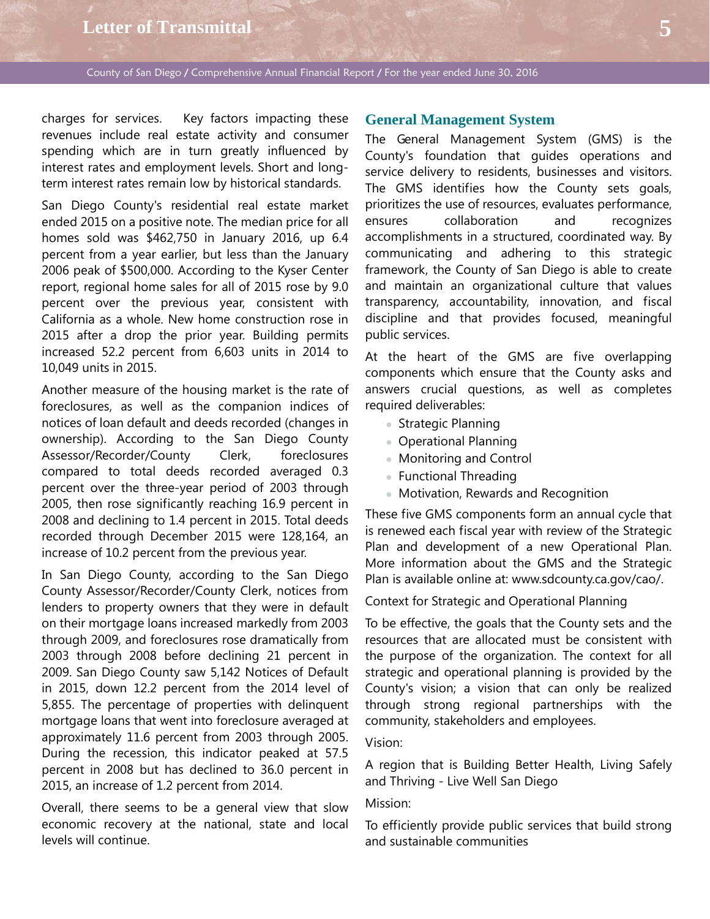charges for services. Key factors impacting these revenues include real estate activity and consumer spending which are in turn greatly influenced by interest rates and employment levels. Short and long-term interest rates remain low by historical standards.

San Diego County's residential real estate market ended 2015 on a positive note. The median price for all homes sold was $462,750 in January 2016, up 6.4 percent from a year earlier, but less than the January 2006 peak of $500,000. According to the Kyser Center report, regional home sales for all of 2015 rose by 9.0 percent over the previous year, consistent with California as a whole. New home construction rose in 2015 after a drop the prior year. Building permits increased 52.2 percent from 6,603 units in 2014 to 10,049 units in 2015.

Another measure of the housing market is the rate of foreclosures, as well as the companion indices of notices of loan default and deeds recorded (changes in ownership). According to the San Diego County Assessor/Recorder/County Clerk, foreclosures compared to total deeds recorded averaged 0.3 percent over the three-year period of 2003 through 2005, then rose significantly reaching 16.9 percent in 2008 and declining to 1.4 percent in 2015. Total deeds recorded through December 2015 were 128,164, an increase of 10.2 percent from the previous year.

In San Diego County, according to the San Diego County Assessor/Recorder/County Clerk, notices from lenders to property owners that they were in default on their mortgage loans increased markedly from 2003 through 2009, and foreclosures rose dramatically from 2003 through 2008 before declining 21 percent in 2009. San Diego County saw 5,142 Notices of Default in 2015, down 12.2 percent from the 2014 level of 5,855. The percentage of properties with delinquent mortgage loans that went into foreclosure averaged at approximately 11.6 percent from 2003 through 2005. During the recession, this indicator peaked at 57.5 percent in 2008 but has declined to 36.0 percent in 2015, an increase of 1.2 percent from 2014.

Overall, there seems to be a general view that slow economic recovery at the national, state and local levels will continue.

## General Management System

The General Management System (GMS) is the County's foundation that guides operations and service delivery to residents, businesses and visitors. The GMS identifies how the County sets goals, prioritizes the use of resources, evaluates performance, ensures collaboration and recognizes accomplishments in a structured, coordinated way. By communicating and adhering to this strategic framework, the County of San Diego is able to create and maintain an organizational culture that values transparency, accountability, innovation, and fiscal discipline and that provides focused, meaningful public services.

At the heart of the GMS are five overlapping components which ensure that the County asks and answers crucial questions, as well as completes required deliverables:

- Strategic Planning
- Operational Planning
- Monitoring and Control
- Functional Threading
- Motivation, Rewards and Recognition

These five GMS components form an annual cycle that is renewed each fiscal year with review of the Strategic Plan and development of a new Operational Plan. More information about the GMS and the Strategic Plan is available online at: www.sdcounty.ca.gov/cao/.

Context for Strategic and Operational Planning

To be effective, the goals that the County sets and the resources that are allocated must be consistent with the purpose of the organization. The context for all strategic and operational planning is provided by the County's vision; a vision that can only be realized through strong regional partnerships with the community, stakeholders and employees.

Vision:

A region that is Building Better Health, Living Safely and Thriving - Live Well San Diego

Mission:

To efficiently provide public services that build strong and sustainable communities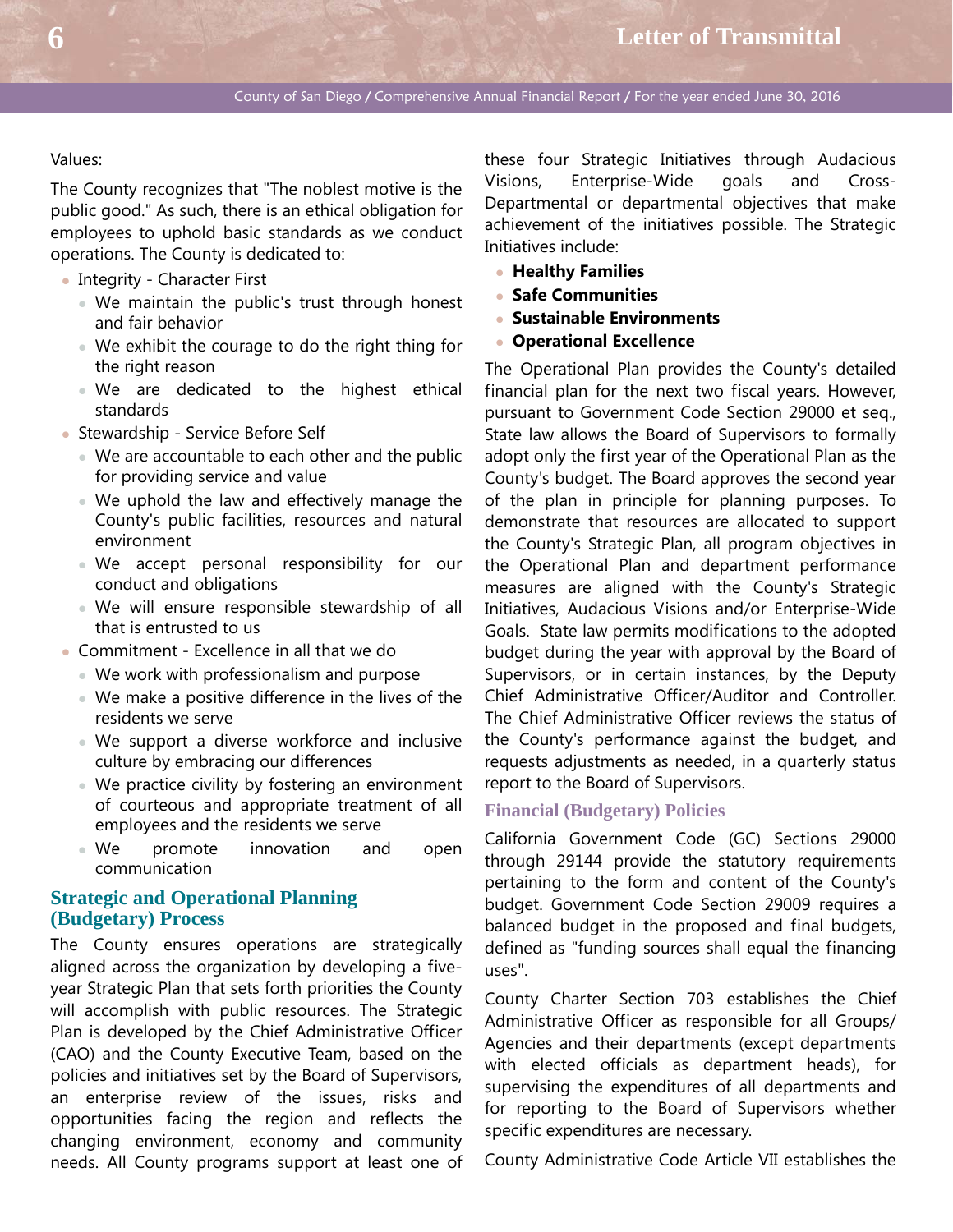Values:

The County recognizes that "The noblest motive is the public good." As such, there is an ethical obligation for employees to uphold basic standards as we conduct operations. The County is dedicated to:

- Integrity - Character First
  - We maintain the public's trust through honest and fair behavior
  - We exhibit the courage to do the right thing for the right reason
  - We are dedicated to the highest ethical standards
- Stewardship - Service Before Self
  - We are accountable to each other and the public for providing service and value
  - We uphold the law and effectively manage the County's public facilities, resources and natural environment
  - We accept personal responsibility for our conduct and obligations
  - We will ensure responsible stewardship of all that is entrusted to us
- Commitment - Excellence in all that we do
  - We work with professionalism and purpose
  - We make a positive difference in the lives of the residents we serve
  - We support a diverse workforce and inclusive culture by embracing our differences
  - We practice civility by fostering an environment of courteous and appropriate treatment of all employees and the residents we serve
  - We promote innovation and open communication

## Strategic and Operational Planning (Budgetary) Process

The County ensures operations are strategically aligned across the organization by developing a five-year Strategic Plan that sets forth priorities the County will accomplish with public resources. The Strategic Plan is developed by the Chief Administrative Officer (CAO) and the County Executive Team, based on the policies and initiatives set by the Board of Supervisors, an enterprise review of the issues, risks and opportunities facing the region and reflects the changing environment, economy and community needs. All County programs support at least one of these four Strategic Initiatives through Audacious Visions, Enterprise-Wide goals and Cross-Departmental or departmental objectives that make achievement of the initiatives possible. The Strategic Initiatives include:

- **Healthy Families**
- **Safe Communities**
- **Sustainable Environments**
- **Operational Excellence**

The Operational Plan provides the County's detailed financial plan for the next two fiscal years. However, pursuant to Government Code Section 29000 et seq., State law allows the Board of Supervisors to formally adopt only the first year of the Operational Plan as the County's budget. The Board approves the second year of the plan in principle for planning purposes. To demonstrate that resources are allocated to support the County's Strategic Plan, all program objectives in the Operational Plan and department performance measures are aligned with the County's Strategic Initiatives, Audacious Visions and/or Enterprise-Wide Goals. State law permits modifications to the adopted budget during the year with approval by the Board of Supervisors, or in certain instances, by the Deputy Chief Administrative Officer/Auditor and Controller. The Chief Administrative Officer reviews the status of the County's performance against the budget, and requests adjustments as needed, in a quarterly status report to the Board of Supervisors.

## Financial (Budgetary) Policies

California Government Code (GC) Sections 29000 through 29144 provide the statutory requirements pertaining to the form and content of the County's budget. Government Code Section 29009 requires a balanced budget in the proposed and final budgets, defined as "funding sources shall equal the financing uses".

County Charter Section 703 establishes the Chief Administrative Officer as responsible for all Groups/ Agencies and their departments (except departments with elected officials as department heads), for supervising the expenditures of all departments and for reporting to the Board of Supervisors whether specific expenditures are necessary.

County Administrative Code Article VII establishes the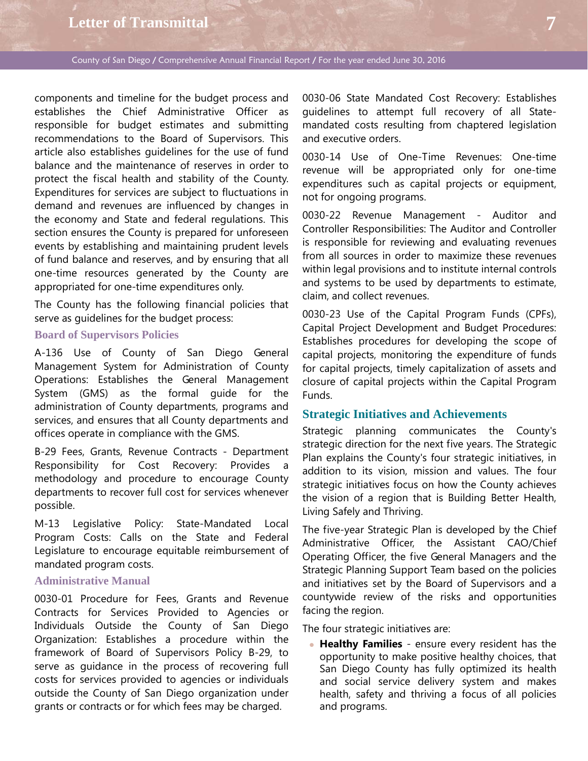components and timeline for the budget process and establishes the Chief Administrative Officer as responsible for budget estimates and submitting recommendations to the Board of Supervisors. This article also establishes guidelines for the use of fund balance and the maintenance of reserves in order to protect the fiscal health and stability of the County. Expenditures for services are subject to fluctuations in demand and revenues are influenced by changes in the economy and State and federal regulations. This section ensures the County is prepared for unforeseen events by establishing and maintaining prudent levels of fund balance and reserves, and by ensuring that all one-time resources generated by the County are appropriated for one-time expenditures only.

The County has the following financial policies that serve as guidelines for the budget process:

### Board of Supervisors Policies

A-136 Use of County of San Diego General Management System for Administration of County Operations: Establishes the General Management System (GMS) as the formal guide for the administration of County departments, programs and services, and ensures that all County departments and offices operate in compliance with the GMS.

B-29 Fees, Grants, Revenue Contracts - Department Responsibility for Cost Recovery: Provides a methodology and procedure to encourage County departments to recover full cost for services whenever possible.

M-13 Legislative Policy: State-Mandated Local Program Costs: Calls on the State and Federal Legislature to encourage equitable reimbursement of mandated program costs.

### Administrative Manual

0030-01 Procedure for Fees, Grants and Revenue Contracts for Services Provided to Agencies or Individuals Outside the County of San Diego Organization: Establishes a procedure within the framework of Board of Supervisors Policy B-29, to serve as guidance in the process of recovering full costs for services provided to agencies or individuals outside the County of San Diego organization under grants or contracts or for which fees may be charged.

0030-06 State Mandated Cost Recovery: Establishes guidelines to attempt full recovery of all State-mandated costs resulting from chaptered legislation and executive orders.

0030-14 Use of One-Time Revenues: One-time revenue will be appropriated only for one-time expenditures such as capital projects or equipment, not for ongoing programs.

0030-22 Revenue Management - Auditor and Controller Responsibilities: The Auditor and Controller is responsible for reviewing and evaluating revenues from all sources in order to maximize these revenues within legal provisions and to institute internal controls and systems to be used by departments to estimate, claim, and collect revenues.

0030-23 Use of the Capital Program Funds (CPFs), Capital Project Development and Budget Procedures: Establishes procedures for developing the scope of capital projects, monitoring the expenditure of funds for capital projects, timely capitalization of assets and closure of capital projects within the Capital Program Funds.

## Strategic Initiatives and Achievements

Strategic planning communicates the County's strategic direction for the next five years. The Strategic Plan explains the County's four strategic initiatives, in addition to its vision, mission and values. The four strategic initiatives focus on how the County achieves the vision of a region that is Building Better Health, Living Safely and Thriving.

The five-year Strategic Plan is developed by the Chief Administrative Officer, the Assistant CAO/Chief Operating Officer, the five General Managers and the Strategic Planning Support Team based on the policies and initiatives set by the Board of Supervisors and a countywide review of the risks and opportunities facing the region.

The four strategic initiatives are:

- **Healthy Families** - ensure every resident has the opportunity to make positive healthy choices, that San Diego County has fully optimized its health and social service delivery system and makes health, safety and thriving a focus of all policies and programs.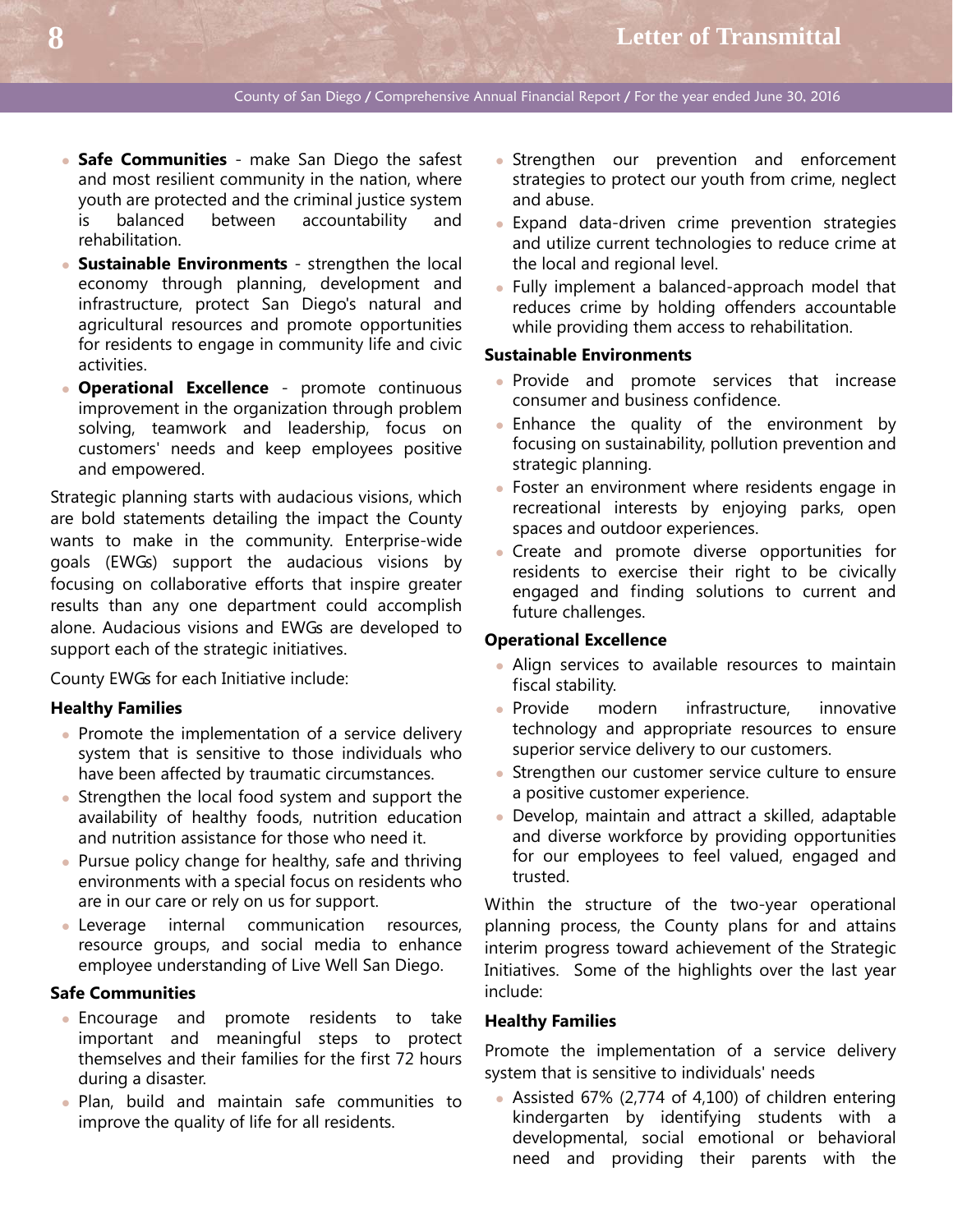- **Safe Communities** - make San Diego the safest and most resilient community in the nation, where youth are protected and the criminal justice system is balanced between accountability and rehabilitation.
- **Sustainable Environments** - strengthen the local economy through planning, development and infrastructure, protect San Diego's natural and agricultural resources and promote opportunities for residents to engage in community life and civic activities.
- **Operational Excellence** - promote continuous improvement in the organization through problem solving, teamwork and leadership, focus on customers' needs and keep employees positive and empowered.

Strategic planning starts with audacious visions, which are bold statements detailing the impact the County wants to make in the community. Enterprise-wide goals (EWGs) support the audacious visions by focusing on collaborative efforts that inspire greater results than any one department could accomplish alone. Audacious visions and EWGs are developed to support each of the strategic initiatives.

County EWGs for each Initiative include:

**Healthy Families**

- Promote the implementation of a service delivery system that is sensitive to those individuals who have been affected by traumatic circumstances.
- Strengthen the local food system and support the availability of healthy foods, nutrition education and nutrition assistance for those who need it.
- Pursue policy change for healthy, safe and thriving environments with a special focus on residents who are in our care or rely on us for support.
- Leverage internal communication resources, resource groups, and social media to enhance employee understanding of Live Well San Diego.

**Safe Communities**

- Encourage and promote residents to take important and meaningful steps to protect themselves and their families for the first 72 hours during a disaster.
- Plan, build and maintain safe communities to improve the quality of life for all residents.
- Strengthen our prevention and enforcement strategies to protect our youth from crime, neglect and abuse.
- Expand data-driven crime prevention strategies and utilize current technologies to reduce crime at the local and regional level.
- Fully implement a balanced-approach model that reduces crime by holding offenders accountable while providing them access to rehabilitation.

**Sustainable Environments**

- Provide and promote services that increase consumer and business confidence.
- Enhance the quality of the environment by focusing on sustainability, pollution prevention and strategic planning.
- Foster an environment where residents engage in recreational interests by enjoying parks, open spaces and outdoor experiences.
- Create and promote diverse opportunities for residents to exercise their right to be civically engaged and finding solutions to current and future challenges.

**Operational Excellence**

- Align services to available resources to maintain fiscal stability.
- Provide modern infrastructure, innovative technology and appropriate resources to ensure superior service delivery to our customers.
- Strengthen our customer service culture to ensure a positive customer experience.
- Develop, maintain and attract a skilled, adaptable and diverse workforce by providing opportunities for our employees to feel valued, engaged and trusted.

Within the structure of the two-year operational planning process, the County plans for and attains interim progress toward achievement of the Strategic Initiatives. Some of the highlights over the last year include:

**Healthy Families**

Promote the implementation of a service delivery system that is sensitive to individuals' needs

- Assisted 67% (2,774 of 4,100) of children entering kindergarten by identifying students with a developmental, social emotional or behavioral need and providing their parents with the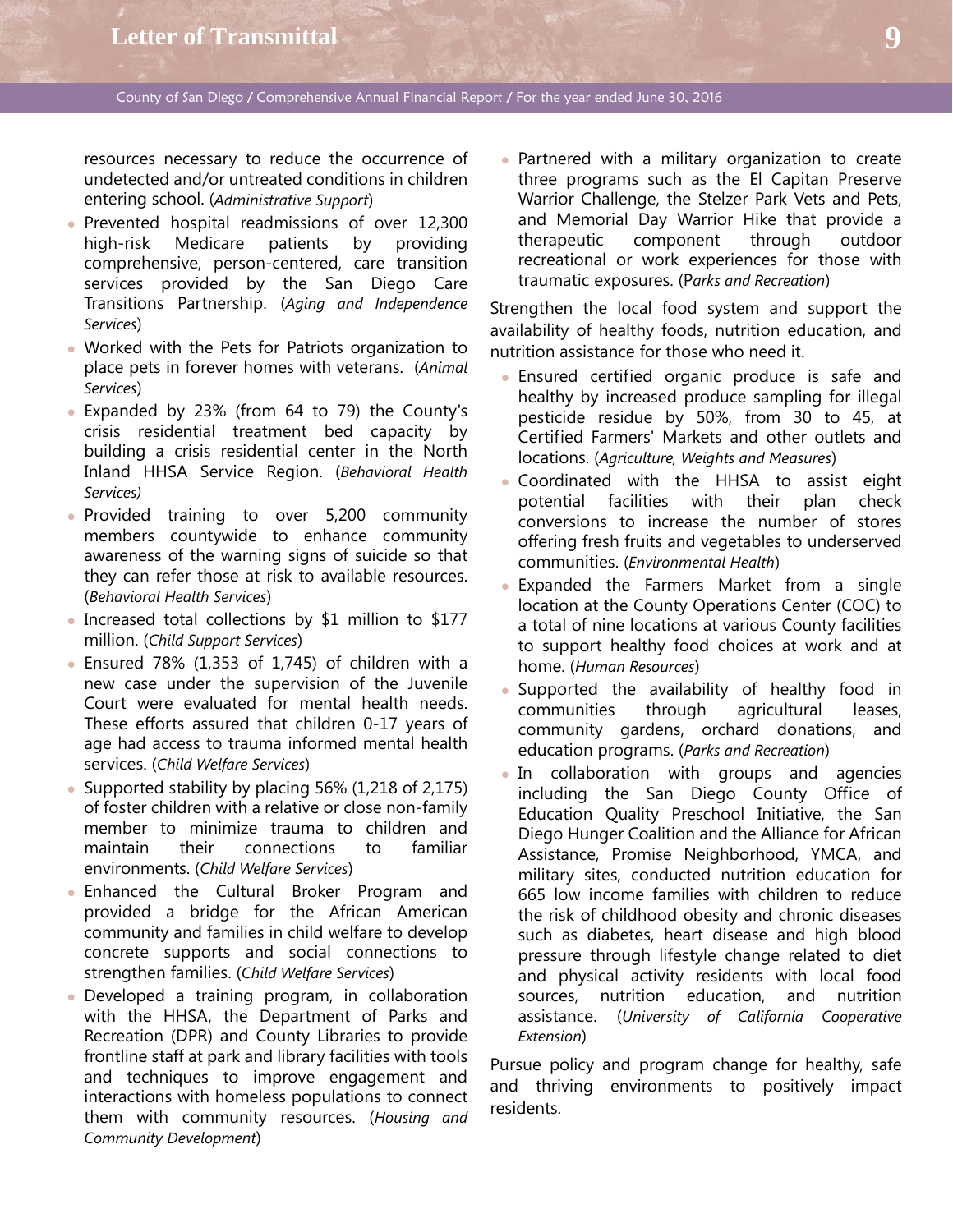resources necessary to reduce the occurrence of undetected and/or untreated conditions in children entering school. (*Administrative Support*)

- Prevented hospital readmissions of over 12,300 high-risk Medicare patients by providing comprehensive, person-centered, care transition services provided by the San Diego Care Transitions Partnership. (*Aging and Independence Services*)
- Worked with the Pets for Patriots organization to place pets in forever homes with veterans. (*Animal Services*)
- Expanded by 23% (from 64 to 79) the County's crisis residential treatment bed capacity by building a crisis residential center in the North Inland HHSA Service Region. (*Behavioral Health Services)*
- Provided training to over 5,200 community members countywide to enhance community awareness of the warning signs of suicide so that they can refer those at risk to available resources. (*Behavioral Health Services*)
- Increased total collections by $1 million to $177 million. (*Child Support Services*)
- Ensured 78% (1,353 of 1,745) of children with a new case under the supervision of the Juvenile Court were evaluated for mental health needs. These efforts assured that children 0-17 years of age had access to trauma informed mental health services. (*Child Welfare Services*)
- Supported stability by placing 56% (1,218 of 2,175) of foster children with a relative or close non-family member to minimize trauma to children and maintain their connections to familiar environments. (*Child Welfare Services*)
- Enhanced the Cultural Broker Program and provided a bridge for the African American community and families in child welfare to develop concrete supports and social connections to strengthen families. (*Child Welfare Services*)
- Developed a training program, in collaboration with the HHSA, the Department of Parks and Recreation (DPR) and County Libraries to provide frontline staff at park and library facilities with tools and techniques to improve engagement and interactions with homeless populations to connect them with community resources. (*Housing and Community Development*)
- Partnered with a military organization to create three programs such as the El Capitan Preserve Warrior Challenge, the Stelzer Park Vets and Pets, and Memorial Day Warrior Hike that provide a therapeutic component through outdoor recreational or work experiences for those with traumatic exposures. (P*arks and Recreation*)

Strengthen the local food system and support the availability of healthy foods, nutrition education, and nutrition assistance for those who need it.

- Ensured certified organic produce is safe and healthy by increased produce sampling for illegal pesticide residue by 50%, from 30 to 45, at Certified Farmers' Markets and other outlets and locations. (*Agriculture, Weights and Measures*)
- Coordinated with the HHSA to assist eight potential facilities with their plan check conversions to increase the number of stores offering fresh fruits and vegetables to underserved communities. (*Environmental Health*)
- Expanded the Farmers Market from a single location at the County Operations Center (COC) to a total of nine locations at various County facilities to support healthy food choices at work and at home. (*Human Resources*)
- Supported the availability of healthy food in communities through agricultural leases, community gardens, orchard donations, and education programs. (*Parks and Recreation*)
- In collaboration with groups and agencies including the San Diego County Office of Education Quality Preschool Initiative, the San Diego Hunger Coalition and the Alliance for African Assistance, Promise Neighborhood, YMCA, and military sites, conducted nutrition education for 665 low income families with children to reduce the risk of childhood obesity and chronic diseases such as diabetes, heart disease and high blood pressure through lifestyle change related to diet and physical activity residents with local food sources, nutrition education, and nutrition assistance. (*University of California Cooperative Extension*)

Pursue policy and program change for healthy, safe and thriving environments to positively impact residents.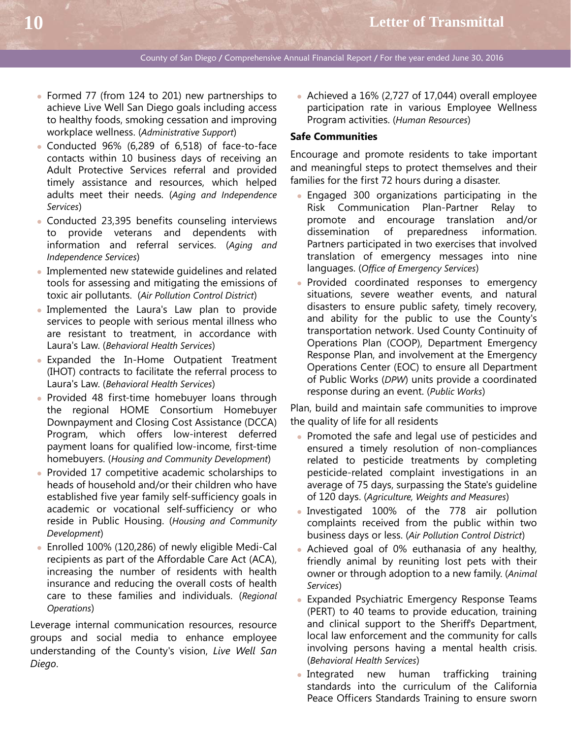- Formed 77 (from 124 to 201) new partnerships to achieve Live Well San Diego goals including access to healthy foods, smoking cessation and improving workplace wellness. (*Administrative Support*)
- Conducted 96% (6,289 of 6,518) of face-to-face contacts within 10 business days of receiving an Adult Protective Services referral and provided timely assistance and resources, which helped adults meet their needs. (*Aging and Independence Services*)
- Conducted 23,395 benefits counseling interviews to provide veterans and dependents with information and referral services. (*Aging and Independence Services*)
- Implemented new statewide guidelines and related tools for assessing and mitigating the emissions of toxic air pollutants. (*Air Pollution Control District*)
- Implemented the Laura's Law plan to provide services to people with serious mental illness who are resistant to treatment, in accordance with Laura's Law. (*Behavioral Health Services*)
- Expanded the In-Home Outpatient Treatment (IHOT) contracts to facilitate the referral process to Laura's Law. (*Behavioral Health Services*)
- Provided 48 first-time homebuyer loans through the regional HOME Consortium Homebuyer Downpayment and Closing Cost Assistance (DCCA) Program, which offers low-interest deferred payment loans for qualified low-income, first-time homebuyers. (*Housing and Community Development*)
- Provided 17 competitive academic scholarships to heads of household and/or their children who have established five year family self-sufficiency goals in academic or vocational self-sufficiency or who reside in Public Housing. (*Housing and Community Development*)
- Enrolled 100% (120,286) of newly eligible Medi-Cal recipients as part of the Affordable Care Act (ACA), increasing the number of residents with health insurance and reducing the overall costs of health care to these families and individuals. (*Regional Operations*)

Leverage internal communication resources, resource groups and social media to enhance employee understanding of the County's vision, *Live Well San Diego*.

- Achieved a 16% (2,727 of 17,044) overall employee participation rate in various Employee Wellness Program activities. (*Human Resources*)

**Safe Communities**

Encourage and promote residents to take important and meaningful steps to protect themselves and their families for the first 72 hours during a disaster.

- Engaged 300 organizations participating in the Risk Communication Plan-Partner Relay to promote and encourage translation and/or dissemination of preparedness information. Partners participated in two exercises that involved translation of emergency messages into nine languages. (*Office of Emergency Services*)
- Provided coordinated responses to emergency situations, severe weather events, and natural disasters to ensure public safety, timely recovery, and ability for the public to use the County's transportation network. Used County Continuity of Operations Plan (COOP), Department Emergency Response Plan, and involvement at the Emergency Operations Center (EOC) to ensure all Department of Public Works (*DPW*) units provide a coordinated response during an event. (*Public Works*)

Plan, build and maintain safe communities to improve the quality of life for all residents

- Promoted the safe and legal use of pesticides and ensured a timely resolution of non-compliances related to pesticide treatments by completing pesticide-related complaint investigations in an average of 75 days, surpassing the State's guideline of 120 days. (*Agriculture, Weights and Measures*)
- Investigated 100% of the 778 air pollution complaints received from the public within two business days or less. (*Air Pollution Control District*)
- Achieved goal of 0% euthanasia of any healthy, friendly animal by reuniting lost pets with their owner or through adoption to a new family. (*Animal Services*)
- Expanded Psychiatric Emergency Response Teams (PERT) to 40 teams to provide education, training and clinical support to the Sheriff's Department, local law enforcement and the community for calls involving persons having a mental health crisis. (*Behavioral Health Services*)
- Integrated new human trafficking training standards into the curriculum of the California Peace Officers Standards Training to ensure sworn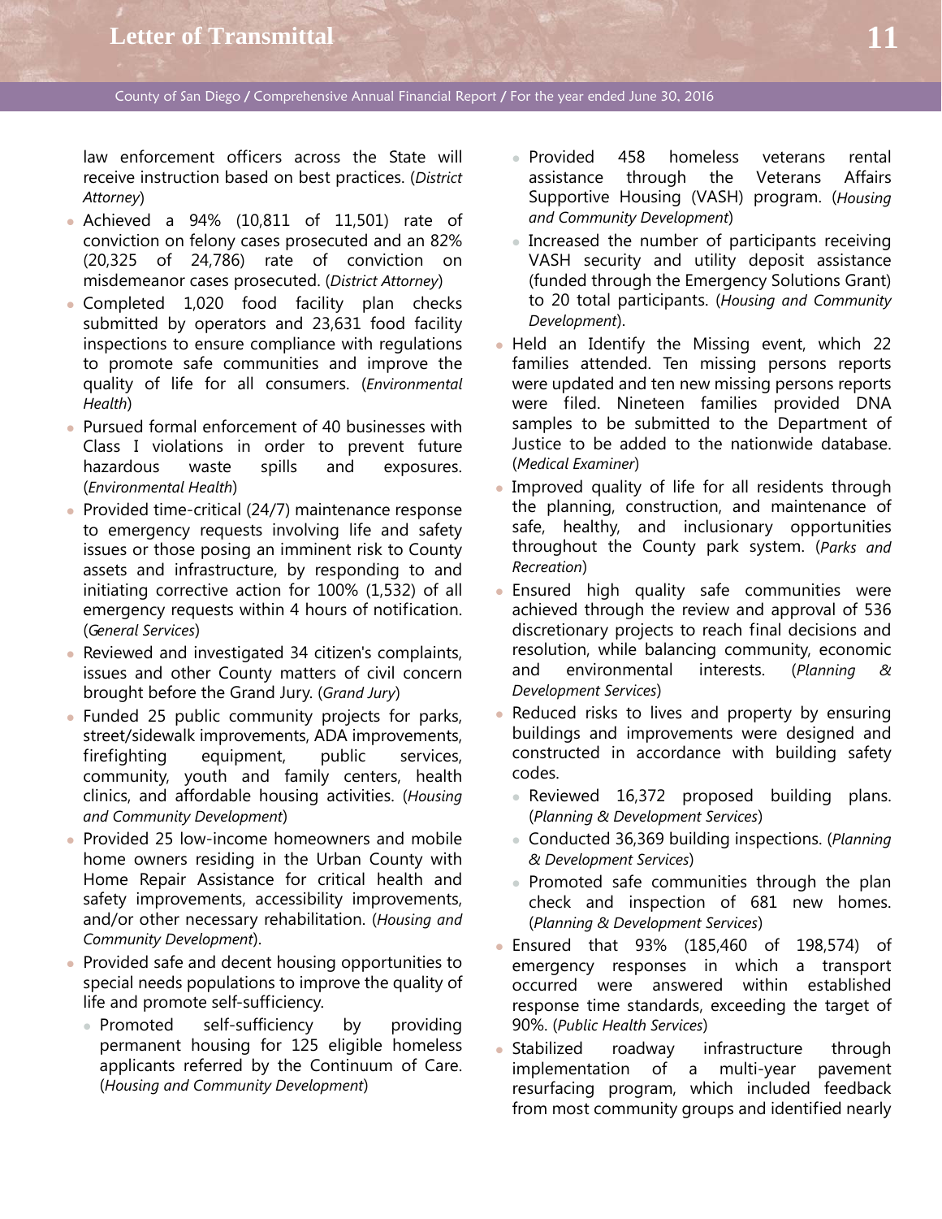law enforcement officers across the State will receive instruction based on best practices. (*District Attorney*)

- Achieved a 94% (10,811 of 11,501) rate of conviction on felony cases prosecuted and an 82% (20,325 of 24,786) rate of conviction on misdemeanor cases prosecuted. (*District Attorney*)
- Completed 1,020 food facility plan checks submitted by operators and 23,631 food facility inspections to ensure compliance with regulations to promote safe communities and improve the quality of life for all consumers. (*Environmental Health*)
- Pursued formal enforcement of 40 businesses with Class I violations in order to prevent future hazardous waste spills and exposures. (*Environmental Health*)
- Provided time-critical (24/7) maintenance response to emergency requests involving life and safety issues or those posing an imminent risk to County assets and infrastructure, by responding to and initiating corrective action for 100% (1,532) of all emergency requests within 4 hours of notification. (*General Services*)
- Reviewed and investigated 34 citizen's complaints, issues and other County matters of civil concern brought before the Grand Jury. (*Grand Jury*)
- Funded 25 public community projects for parks, street/sidewalk improvements, ADA improvements, firefighting equipment, public services, community, youth and family centers, health clinics, and affordable housing activities. (*Housing and Community Development*)
- Provided 25 low-income homeowners and mobile home owners residing in the Urban County with Home Repair Assistance for critical health and safety improvements, accessibility improvements, and/or other necessary rehabilitation. (*Housing and Community Development*).
- Provided safe and decent housing opportunities to special needs populations to improve the quality of life and promote self-sufficiency.
  - Promoted self-sufficiency by providing permanent housing for 125 eligible homeless applicants referred by the Continuum of Care. (*Housing and Community Development*)
  - Provided 458 homeless veterans rental assistance through the Veterans Affairs Supportive Housing (VASH) program. (*Housing and Community Development*)
  - Increased the number of participants receiving VASH security and utility deposit assistance (funded through the Emergency Solutions Grant) to 20 total participants. (*Housing and Community Development*).
- Held an Identify the Missing event, which 22 families attended. Ten missing persons reports were updated and ten new missing persons reports were filed. Nineteen families provided DNA samples to be submitted to the Department of Justice to be added to the nationwide database. (*Medical Examiner*)
- Improved quality of life for all residents through the planning, construction, and maintenance of safe, healthy, and inclusionary opportunities throughout the County park system. (*Parks and Recreation*)
- Ensured high quality safe communities were achieved through the review and approval of 536 discretionary projects to reach final decisions and resolution, while balancing community, economic and environmental interests. (*Planning & Development Services*)
- Reduced risks to lives and property by ensuring buildings and improvements were designed and constructed in accordance with building safety codes.
  - Reviewed 16,372 proposed building plans. (*Planning & Development Services*)
  - Conducted 36,369 building inspections. (*Planning & Development Services*)
  - Promoted safe communities through the plan check and inspection of 681 new homes. (*Planning & Development Services*)
- Ensured that 93% (185,460 of 198,574) of emergency responses in which a transport occurred were answered within established response time standards, exceeding the target of 90%. (*Public Health Services*)
- Stabilized roadway infrastructure through implementation of a multi-year pavement resurfacing program, which included feedback from most community groups and identified nearly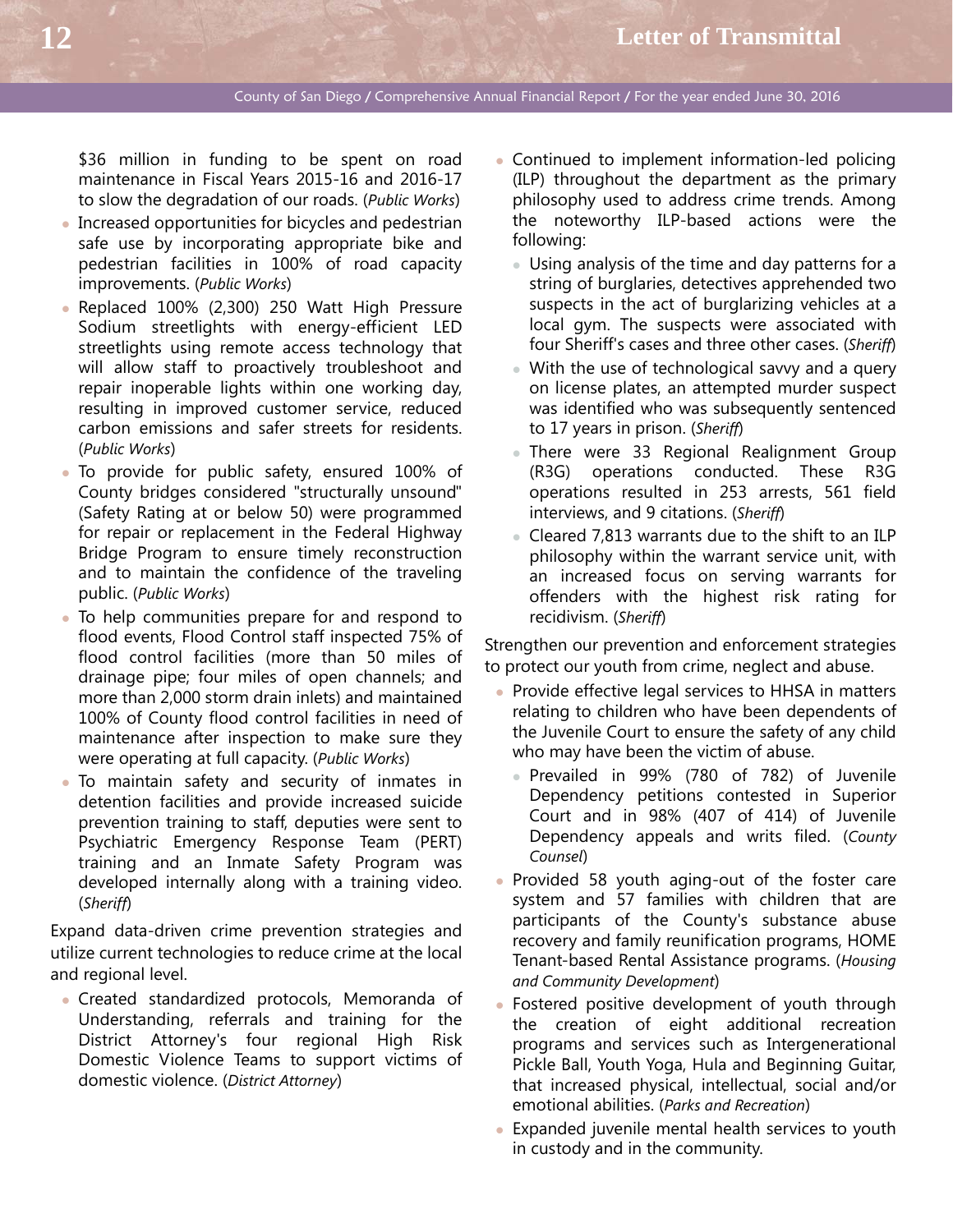$36 million in funding to be spent on road maintenance in Fiscal Years 2015-16 and 2016-17 to slow the degradation of our roads. (*Public Works*)

- Increased opportunities for bicycles and pedestrian safe use by incorporating appropriate bike and pedestrian facilities in 100% of road capacity improvements. (*Public Works*)
- Replaced 100% (2,300) 250 Watt High Pressure Sodium streetlights with energy-efficient LED streetlights using remote access technology that will allow staff to proactively troubleshoot and repair inoperable lights within one working day, resulting in improved customer service, reduced carbon emissions and safer streets for residents. (*Public Works*)
- To provide for public safety, ensured 100% of County bridges considered "structurally unsound" (Safety Rating at or below 50) were programmed for repair or replacement in the Federal Highway Bridge Program to ensure timely reconstruction and to maintain the confidence of the traveling public. (*Public Works*)
- To help communities prepare for and respond to flood events, Flood Control staff inspected 75% of flood control facilities (more than 50 miles of drainage pipe; four miles of open channels; and more than 2,000 storm drain inlets) and maintained 100% of County flood control facilities in need of maintenance after inspection to make sure they were operating at full capacity. (*Public Works*)
- To maintain safety and security of inmates in detention facilities and provide increased suicide prevention training to staff, deputies were sent to Psychiatric Emergency Response Team (PERT) training and an Inmate Safety Program was developed internally along with a training video. (*Sheriff*)

Expand data-driven crime prevention strategies and utilize current technologies to reduce crime at the local and regional level.

- Created standardized protocols, Memoranda of Understanding, referrals and training for the District Attorney's four regional High Risk Domestic Violence Teams to support victims of domestic violence. (*District Attorney*)
- Continued to implement information-led policing (ILP) throughout the department as the primary philosophy used to address crime trends. Among the noteworthy ILP-based actions were the following:
  - Using analysis of the time and day patterns for a string of burglaries, detectives apprehended two suspects in the act of burglarizing vehicles at a local gym. The suspects were associated with four Sheriff's cases and three other cases. (*Sheriff*)
  - With the use of technological savvy and a query on license plates, an attempted murder suspect was identified who was subsequently sentenced to 17 years in prison. (*Sheriff*)
  - There were 33 Regional Realignment Group (R3G) operations conducted. These R3G operations resulted in 253 arrests, 561 field interviews, and 9 citations. (*Sheriff*)
  - Cleared 7,813 warrants due to the shift to an ILP philosophy within the warrant service unit, with an increased focus on serving warrants for offenders with the highest risk rating for recidivism. (*Sheriff*)

Strengthen our prevention and enforcement strategies to protect our youth from crime, neglect and abuse.

- Provide effective legal services to HHSA in matters relating to children who have been dependents of the Juvenile Court to ensure the safety of any child who may have been the victim of abuse.
  - Prevailed in 99% (780 of 782) of Juvenile Dependency petitions contested in Superior Court and in 98% (407 of 414) of Juvenile Dependency appeals and writs filed. (*County Counsel*)
- Provided 58 youth aging-out of the foster care system and 57 families with children that are participants of the County's substance abuse recovery and family reunification programs, HOME Tenant-based Rental Assistance programs. (*Housing and Community Development*)
- Fostered positive development of youth through the creation of eight additional recreation programs and services such as Intergenerational Pickle Ball, Youth Yoga, Hula and Beginning Guitar, that increased physical, intellectual, social and/or emotional abilities. (*Parks and Recreation*)
- Expanded juvenile mental health services to youth in custody and in the community.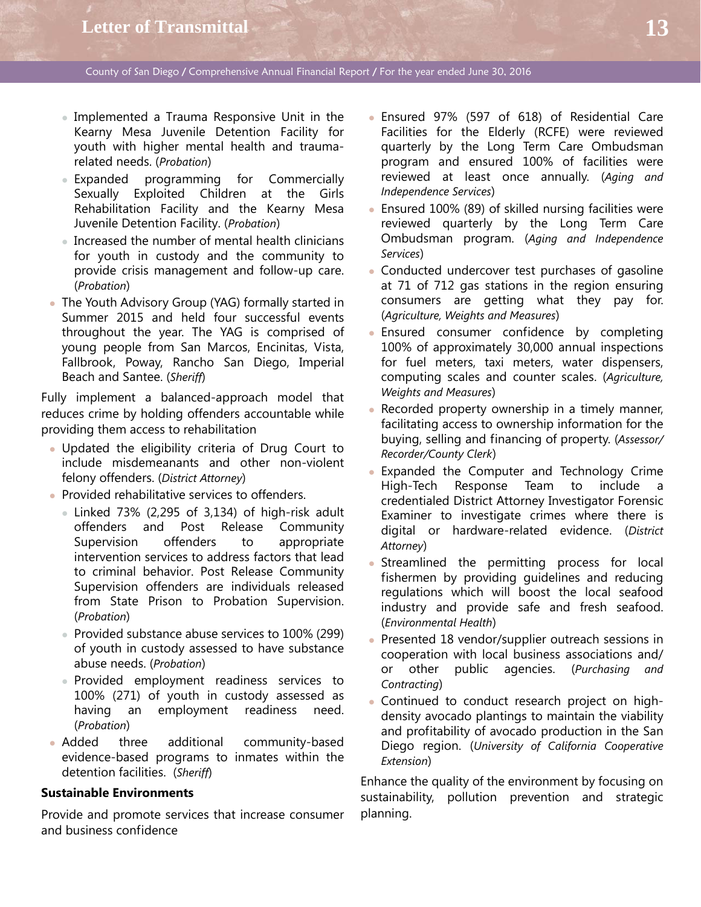- Implemented a Trauma Responsive Unit in the Kearny Mesa Juvenile Detention Facility for youth with higher mental health and trauma-related needs. (*Probation*)
- Expanded programming for Commercially Sexually Exploited Children at the Girls Rehabilitation Facility and the Kearny Mesa Juvenile Detention Facility. (*Probation*)
- Increased the number of mental health clinicians for youth in custody and the community to provide crisis management and follow-up care. (*Probation*)

- The Youth Advisory Group (YAG) formally started in Summer 2015 and held four successful events throughout the year. The YAG is comprised of young people from San Marcos, Encinitas, Vista, Fallbrook, Poway, Rancho San Diego, Imperial Beach and Santee. (*Sheriff*)

Fully implement a balanced-approach model that reduces crime by holding offenders accountable while providing them access to rehabilitation

- Updated the eligibility criteria of Drug Court to include misdemeanants and other non-violent felony offenders. (*District Attorney*)
- Provided rehabilitative services to offenders.
  - Linked 73% (2,295 of 3,134) of high-risk adult offenders and Post Release Community Supervision offenders to appropriate intervention services to address factors that lead to criminal behavior. Post Release Community Supervision offenders are individuals released from State Prison to Probation Supervision. (*Probation*)
  - Provided substance abuse services to 100% (299) of youth in custody assessed to have substance abuse needs. (*Probation*)
  - Provided employment readiness services to 100% (271) of youth in custody assessed as having an employment readiness need. (*Probation*)
- Added three additional community-based evidence-based programs to inmates within the detention facilities. (*Sheriff*)

**Sustainable Environments**

Provide and promote services that increase consumer and business confidence

- Ensured 97% (597 of 618) of Residential Care Facilities for the Elderly (RCFE) were reviewed quarterly by the Long Term Care Ombudsman program and ensured 100% of facilities were reviewed at least once annually. (*Aging and Independence Services*)
- Ensured 100% (89) of skilled nursing facilities were reviewed quarterly by the Long Term Care Ombudsman program. (*Aging and Independence Services*)
- Conducted undercover test purchases of gasoline at 71 of 712 gas stations in the region ensuring consumers are getting what they pay for. (*Agriculture, Weights and Measures*)
- Ensured consumer confidence by completing 100% of approximately 30,000 annual inspections for fuel meters, taxi meters, water dispensers, computing scales and counter scales. (*Agriculture, Weights and Measures*)
- Recorded property ownership in a timely manner, facilitating access to ownership information for the buying, selling and financing of property. (*Assessor/Recorder/County Clerk*)
- Expanded the Computer and Technology Crime High-Tech Response Team to include a credentialed District Attorney Investigator Forensic Examiner to investigate crimes where there is digital or hardware-related evidence. (*District Attorney*)
- Streamlined the permitting process for local fishermen by providing guidelines and reducing regulations which will boost the local seafood industry and provide safe and fresh seafood. (*Environmental Health*)
- Presented 18 vendor/supplier outreach sessions in cooperation with local business associations and/or other public agencies. (*Purchasing and Contracting*)
- Continued to conduct research project on high-density avocado plantings to maintain the viability and profitability of avocado production in the San Diego region. (*University of California Cooperative Extension*)

Enhance the quality of the environment by focusing on sustainability, pollution prevention and strategic planning.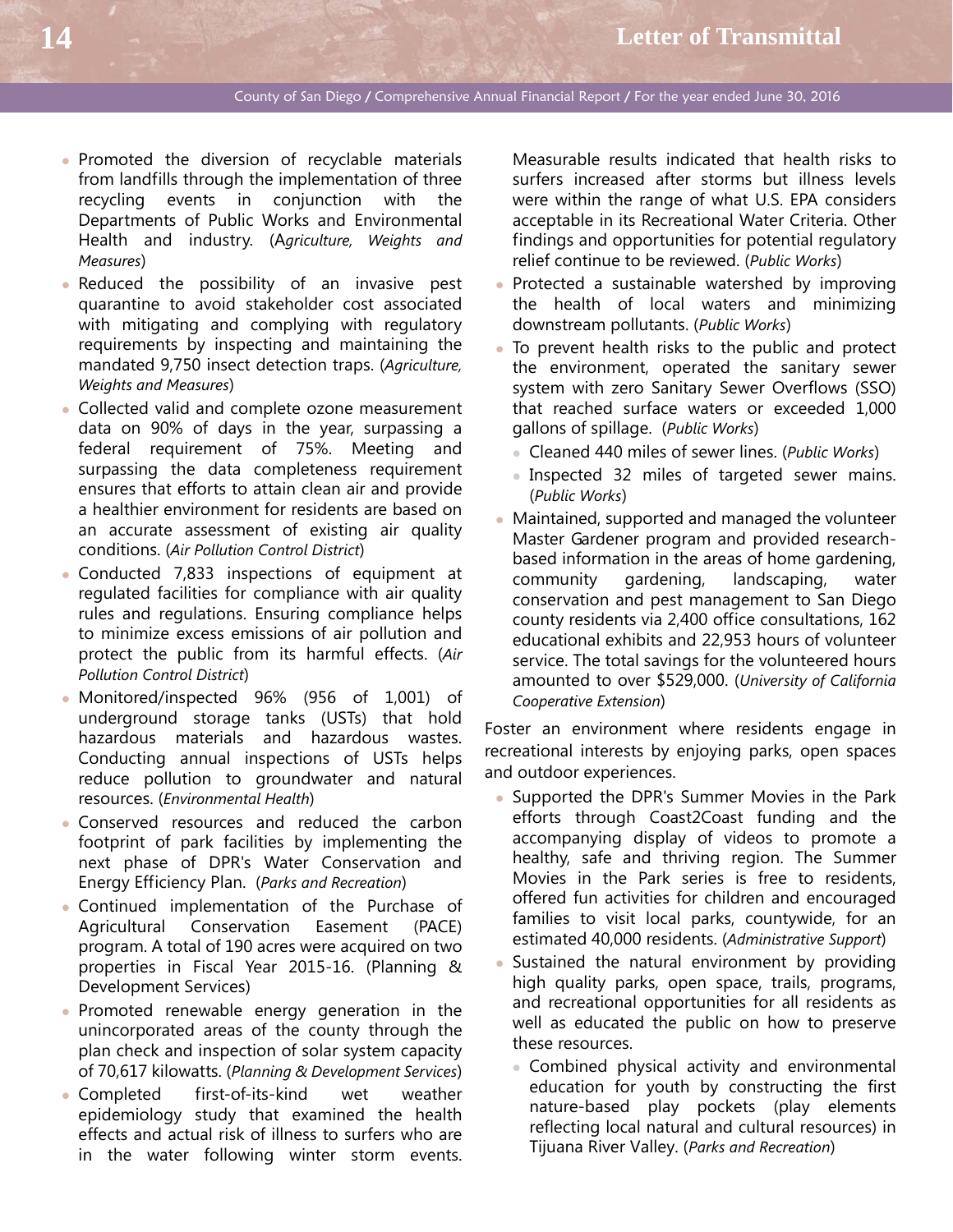- Promoted the diversion of recyclable materials from landfills through the implementation of three recycling events in conjunction with the Departments of Public Works and Environmental Health and industry. (A*griculture, Weights and Measures*)
- Reduced the possibility of an invasive pest quarantine to avoid stakeholder cost associated with mitigating and complying with regulatory requirements by inspecting and maintaining the mandated 9,750 insect detection traps. (*Agriculture, Weights and Measures*)
- Collected valid and complete ozone measurement data on 90% of days in the year, surpassing a federal requirement of 75%. Meeting and surpassing the data completeness requirement ensures that efforts to attain clean air and provide a healthier environment for residents are based on an accurate assessment of existing air quality conditions. (*Air Pollution Control District*)
- Conducted 7,833 inspections of equipment at regulated facilities for compliance with air quality rules and regulations. Ensuring compliance helps to minimize excess emissions of air pollution and protect the public from its harmful effects. (*Air Pollution Control District*)
- Monitored/inspected 96% (956 of 1,001) of underground storage tanks (USTs) that hold hazardous materials and hazardous wastes. Conducting annual inspections of USTs helps reduce pollution to groundwater and natural resources. (*Environmental Health*)
- Conserved resources and reduced the carbon footprint of park facilities by implementing the next phase of DPR's Water Conservation and Energy Efficiency Plan. (*Parks and Recreation*)
- Continued implementation of the Purchase of Agricultural Conservation Easement (PACE) program. A total of 190 acres were acquired on two properties in Fiscal Year 2015-16. (Planning & Development Services)
- Promoted renewable energy generation in the unincorporated areas of the county through the plan check and inspection of solar system capacity of 70,617 kilowatts. (*Planning & Development Services*)
- Completed first-of-its-kind wet weather epidemiology study that examined the health effects and actual risk of illness to surfers who are in the water following winter storm events. Measurable results indicated that health risks to surfers increased after storms but illness levels were within the range of what U.S. EPA considers acceptable in its Recreational Water Criteria. Other findings and opportunities for potential regulatory relief continue to be reviewed. (*Public Works*)
- Protected a sustainable watershed by improving the health of local waters and minimizing downstream pollutants. (*Public Works*)
- To prevent health risks to the public and protect the environment, operated the sanitary sewer system with zero Sanitary Sewer Overflows (SSO) that reached surface waters or exceeded 1,000 gallons of spillage. (*Public Works*)
  - Cleaned 440 miles of sewer lines. (*Public Works*)
  - Inspected 32 miles of targeted sewer mains. (*Public Works*)
- Maintained, supported and managed the volunteer Master Gardener program and provided research-based information in the areas of home gardening, community gardening, landscaping, water conservation and pest management to San Diego county residents via 2,400 office consultations, 162 educational exhibits and 22,953 hours of volunteer service. The total savings for the volunteered hours amounted to over $529,000. (*University of California Cooperative Extension*)

Foster an environment where residents engage in recreational interests by enjoying parks, open spaces and outdoor experiences.

- Supported the DPR's Summer Movies in the Park efforts through Coast2Coast funding and the accompanying display of videos to promote a healthy, safe and thriving region. The Summer Movies in the Park series is free to residents, offered fun activities for children and encouraged families to visit local parks, countywide, for an estimated 40,000 residents. (*Administrative Support*)
- Sustained the natural environment by providing high quality parks, open space, trails, programs, and recreational opportunities for all residents as well as educated the public on how to preserve these resources.
  - Combined physical activity and environmental education for youth by constructing the first nature-based play pockets (play elements reflecting local natural and cultural resources) in Tijuana River Valley. (*Parks and Recreation*)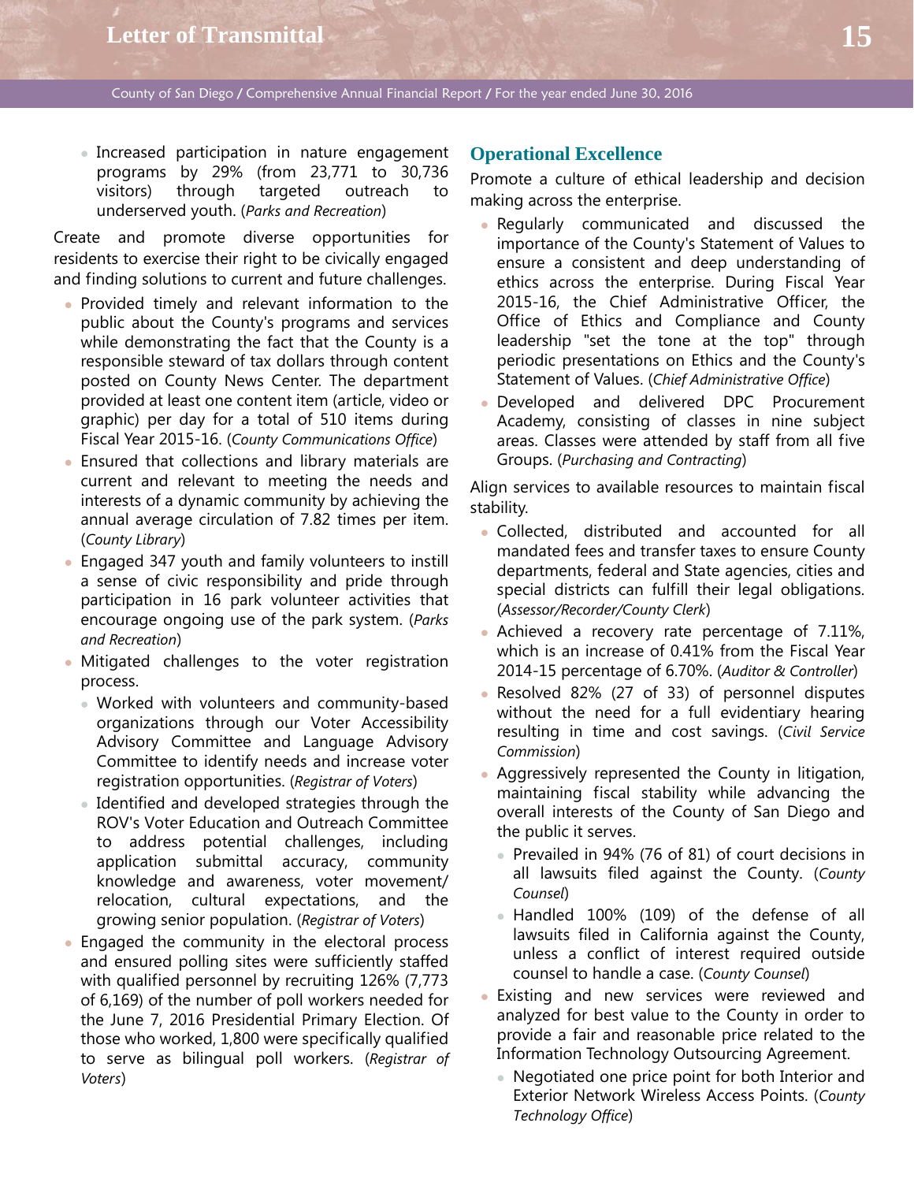- Increased participation in nature engagement programs by 29% (from 23,771 to 30,736 visitors) through targeted outreach to underserved youth. (*Parks and Recreation*)

Create and promote diverse opportunities for residents to exercise their right to be civically engaged and finding solutions to current and future challenges.

- Provided timely and relevant information to the public about the County's programs and services while demonstrating the fact that the County is a responsible steward of tax dollars through content posted on County News Center. The department provided at least one content item (article, video or graphic) per day for a total of 510 items during Fiscal Year 2015-16. (*County Communications Office*)
- Ensured that collections and library materials are current and relevant to meeting the needs and interests of a dynamic community by achieving the annual average circulation of 7.82 times per item. (*County Library*)
- Engaged 347 youth and family volunteers to instill a sense of civic responsibility and pride through participation in 16 park volunteer activities that encourage ongoing use of the park system. (*Parks and Recreation*)
- Mitigated challenges to the voter registration process.
  - Worked with volunteers and community-based organizations through our Voter Accessibility Advisory Committee and Language Advisory Committee to identify needs and increase voter registration opportunities. (*Registrar of Voters*)
  - Identified and developed strategies through the ROV's Voter Education and Outreach Committee to address potential challenges, including application submittal accuracy, community knowledge and awareness, voter movement/ relocation, cultural expectations, and the growing senior population. (*Registrar of Voters*)
- Engaged the community in the electoral process and ensured polling sites were sufficiently staffed with qualified personnel by recruiting 126% (7,773 of 6,169) of the number of poll workers needed for the June 7, 2016 Presidential Primary Election. Of those who worked, 1,800 were specifically qualified to serve as bilingual poll workers. (*Registrar of Voters*)

## Operational Excellence

Promote a culture of ethical leadership and decision making across the enterprise.

- Regularly communicated and discussed the importance of the County's Statement of Values to ensure a consistent and deep understanding of ethics across the enterprise. During Fiscal Year 2015-16, the Chief Administrative Officer, the Office of Ethics and Compliance and County leadership "set the tone at the top" through periodic presentations on Ethics and the County's Statement of Values. (*Chief Administrative Office*)
- Developed and delivered DPC Procurement Academy, consisting of classes in nine subject areas. Classes were attended by staff from all five Groups. (*Purchasing and Contracting*)

Align services to available resources to maintain fiscal stability.

- Collected, distributed and accounted for all mandated fees and transfer taxes to ensure County departments, federal and State agencies, cities and special districts can fulfill their legal obligations. (*Assessor/Recorder/County Clerk*)
- Achieved a recovery rate percentage of 7.11%, which is an increase of 0.41% from the Fiscal Year 2014-15 percentage of 6.70%. (*Auditor & Controller*)
- Resolved 82% (27 of 33) of personnel disputes without the need for a full evidentiary hearing resulting in time and cost savings. (*Civil Service Commission*)
- Aggressively represented the County in litigation, maintaining fiscal stability while advancing the overall interests of the County of San Diego and the public it serves.
  - Prevailed in 94% (76 of 81) of court decisions in all lawsuits filed against the County. (*County Counsel*)
  - Handled 100% (109) of the defense of all lawsuits filed in California against the County, unless a conflict of interest required outside counsel to handle a case. (*County Counsel*)
- Existing and new services were reviewed and analyzed for best value to the County in order to provide a fair and reasonable price related to the Information Technology Outsourcing Agreement.
  - Negotiated one price point for both Interior and Exterior Network Wireless Access Points. (*County Technology Office*)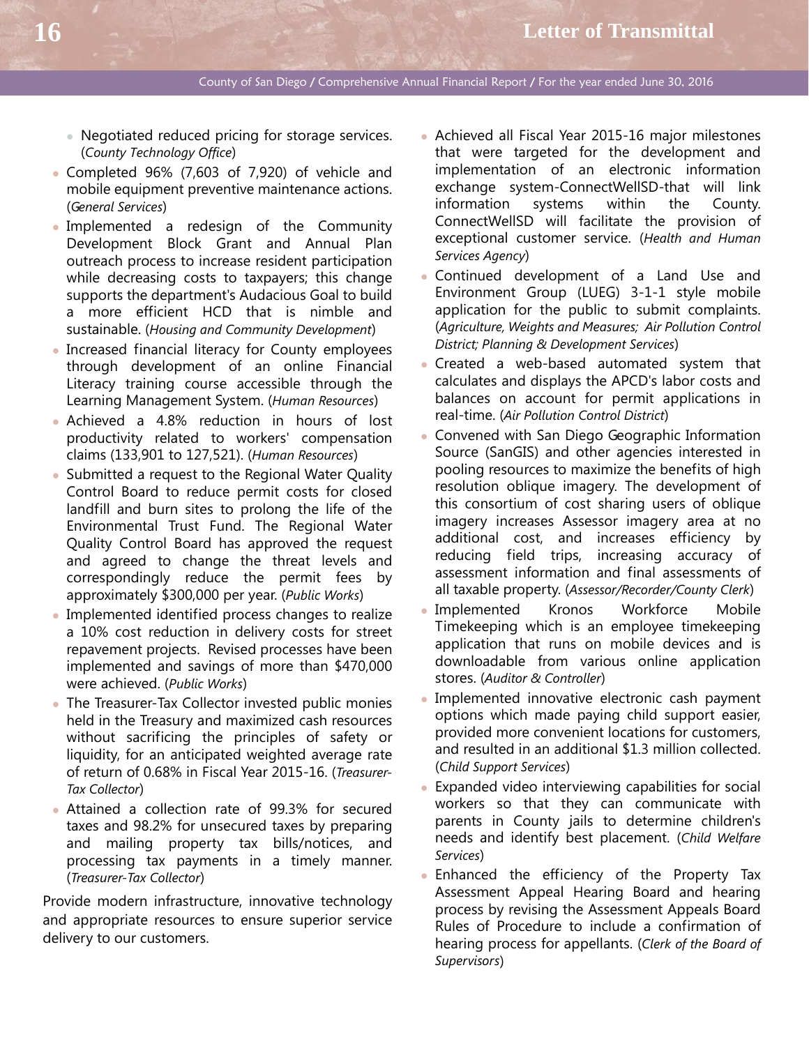- Negotiated reduced pricing for storage services. (*County Technology Office*)
- Completed 96% (7,603 of 7,920) of vehicle and mobile equipment preventive maintenance actions. (*General Services*)
- Implemented a redesign of the Community Development Block Grant and Annual Plan outreach process to increase resident participation while decreasing costs to taxpayers; this change supports the department's Audacious Goal to build a more efficient HCD that is nimble and sustainable. (*Housing and Community Development*)
- Increased financial literacy for County employees through development of an online Financial Literacy training course accessible through the Learning Management System. (*Human Resources*)
- Achieved a 4.8% reduction in hours of lost productivity related to workers' compensation claims (133,901 to 127,521). (*Human Resources*)
- Submitted a request to the Regional Water Quality Control Board to reduce permit costs for closed landfill and burn sites to prolong the life of the Environmental Trust Fund. The Regional Water Quality Control Board has approved the request and agreed to change the threat levels and correspondingly reduce the permit fees by approximately $300,000 per year. (*Public Works*)
- Implemented identified process changes to realize a 10% cost reduction in delivery costs for street repavement projects. Revised processes have been implemented and savings of more than $470,000 were achieved. (*Public Works*)
- The Treasurer-Tax Collector invested public monies held in the Treasury and maximized cash resources without sacrificing the principles of safety or liquidity, for an anticipated weighted average rate of return of 0.68% in Fiscal Year 2015-16. (*Treasurer-Tax Collector*)
- Attained a collection rate of 99.3% for secured taxes and 98.2% for unsecured taxes by preparing and mailing property tax bills/notices, and processing tax payments in a timely manner. (*Treasurer-Tax Collector*)

Provide modern infrastructure, innovative technology and appropriate resources to ensure superior service delivery to our customers.

- Achieved all Fiscal Year 2015-16 major milestones that were targeted for the development and implementation of an electronic information exchange system-ConnectWellSD-that will link information systems within the County. ConnectWellSD will facilitate the provision of exceptional customer service. (*Health and Human Services Agency*)
- Continued development of a Land Use and Environment Group (LUEG) 3-1-1 style mobile application for the public to submit complaints. (*Agriculture, Weights and Measures; Air Pollution Control District; Planning & Development Services*)
- Created a web-based automated system that calculates and displays the APCD's labor costs and balances on account for permit applications in real-time. (*Air Pollution Control District*)
- Convened with San Diego Geographic Information Source (SanGIS) and other agencies interested in pooling resources to maximize the benefits of high resolution oblique imagery. The development of this consortium of cost sharing users of oblique imagery increases Assessor imagery area at no additional cost, and increases efficiency by reducing field trips, increasing accuracy of assessment information and final assessments of all taxable property. (*Assessor/Recorder/County Clerk*)
- Implemented Kronos Workforce Mobile Timekeeping which is an employee timekeeping application that runs on mobile devices and is downloadable from various online application stores. (*Auditor & Controller*)
- Implemented innovative electronic cash payment options which made paying child support easier, provided more convenient locations for customers, and resulted in an additional $1.3 million collected. (*Child Support Services*)
- Expanded video interviewing capabilities for social workers so that they can communicate with parents in County jails to determine children's needs and identify best placement. (*Child Welfare Services*)
- Enhanced the efficiency of the Property Tax Assessment Appeal Hearing Board and hearing process by revising the Assessment Appeals Board Rules of Procedure to include a confirmation of hearing process for appellants. (*Clerk of the Board of Supervisors*)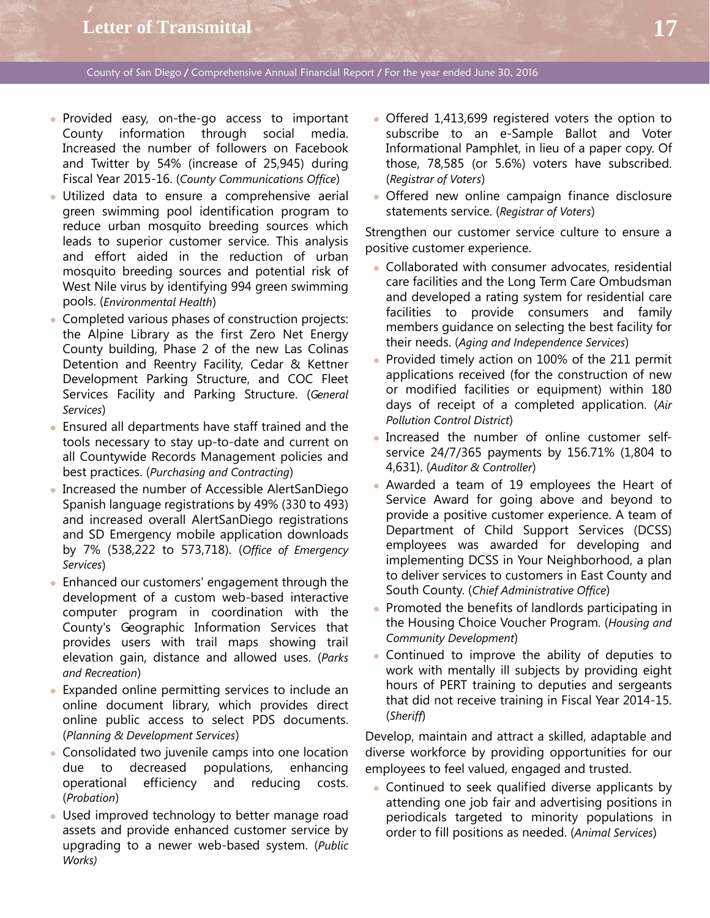- Provided easy, on-the-go access to important County information through social media. Increased the number of followers on Facebook and Twitter by 54% (increase of 25,945) during Fiscal Year 2015-16. (*County Communications Office*)
- Utilized data to ensure a comprehensive aerial green swimming pool identification program to reduce urban mosquito breeding sources which leads to superior customer service. This analysis and effort aided in the reduction of urban mosquito breeding sources and potential risk of West Nile virus by identifying 994 green swimming pools. (*Environmental Health*)
- Completed various phases of construction projects: the Alpine Library as the first Zero Net Energy County building, Phase 2 of the new Las Colinas Detention and Reentry Facility, Cedar & Kettner Development Parking Structure, and COC Fleet Services Facility and Parking Structure. (*General Services*)
- Ensured all departments have staff trained and the tools necessary to stay up-to-date and current on all Countywide Records Management policies and best practices. (*Purchasing and Contracting*)
- Increased the number of Accessible AlertSanDiego Spanish language registrations by 49% (330 to 493) and increased overall AlertSanDiego registrations and SD Emergency mobile application downloads by 7% (538,222 to 573,718). (*Office of Emergency Services*)
- Enhanced our customers' engagement through the development of a custom web-based interactive computer program in coordination with the County's Geographic Information Services that provides users with trail maps showing trail elevation gain, distance and allowed uses. (*Parks and Recreation*)
- Expanded online permitting services to include an online document library, which provides direct online public access to select PDS documents. (*Planning & Development Services*)
- Consolidated two juvenile camps into one location due to decreased populations, enhancing operational efficiency and reducing costs. (*Probation*)
- Used improved technology to better manage road assets and provide enhanced customer service by upgrading to a newer web-based system. (*Public Works)*
- Offered 1,413,699 registered voters the option to subscribe to an e-Sample Ballot and Voter Informational Pamphlet, in lieu of a paper copy. Of those, 78,585 (or 5.6%) voters have subscribed. (*Registrar of Voters*)
- Offered new online campaign finance disclosure statements service. (*Registrar of Voters*)

Strengthen our customer service culture to ensure a positive customer experience.

- Collaborated with consumer advocates, residential care facilities and the Long Term Care Ombudsman and developed a rating system for residential care facilities to provide consumers and family members guidance on selecting the best facility for their needs. (*Aging and Independence Services*)
- Provided timely action on 100% of the 211 permit applications received (for the construction of new or modified facilities or equipment) within 180 days of receipt of a completed application. (*Air Pollution Control District*)
- Increased the number of online customer self-service 24/7/365 payments by 156.71% (1,804 to 4,631). (*Auditor & Controller*)
- Awarded a team of 19 employees the Heart of Service Award for going above and beyond to provide a positive customer experience. A team of Department of Child Support Services (DCSS) employees was awarded for developing and implementing DCSS in Your Neighborhood, a plan to deliver services to customers in East County and South County. (*Chief Administrative Office*)
- Promoted the benefits of landlords participating in the Housing Choice Voucher Program. (*Housing and Community Development*)
- Continued to improve the ability of deputies to work with mentally ill subjects by providing eight hours of PERT training to deputies and sergeants that did not receive training in Fiscal Year 2014-15. (*Sheriff*)

Develop, maintain and attract a skilled, adaptable and diverse workforce by providing opportunities for our employees to feel valued, engaged and trusted.

- Continued to seek qualified diverse applicants by attending one job fair and advertising positions in periodicals targeted to minority populations in order to fill positions as needed. (*Animal Services*)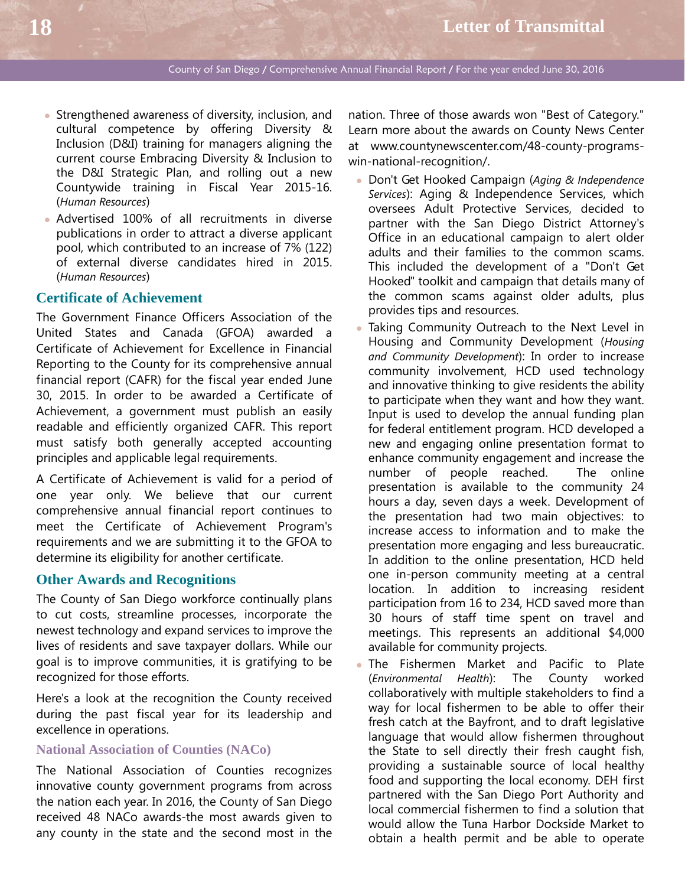- Strengthened awareness of diversity, inclusion, and cultural competence by offering Diversity & Inclusion (D&I) training for managers aligning the current course Embracing Diversity & Inclusion to the D&I Strategic Plan, and rolling out a new Countywide training in Fiscal Year 2015-16. (*Human Resources*)
- Advertised 100% of all recruitments in diverse publications in order to attract a diverse applicant pool, which contributed to an increase of 7% (122) of external diverse candidates hired in 2015. (*Human Resources*)

## Certificate of Achievement

The Government Finance Officers Association of the United States and Canada (GFOA) awarded a Certificate of Achievement for Excellence in Financial Reporting to the County for its comprehensive annual financial report (CAFR) for the fiscal year ended June 30, 2015. In order to be awarded a Certificate of Achievement, a government must publish an easily readable and efficiently organized CAFR. This report must satisfy both generally accepted accounting principles and applicable legal requirements.

A Certificate of Achievement is valid for a period of one year only. We believe that our current comprehensive annual financial report continues to meet the Certificate of Achievement Program's requirements and we are submitting it to the GFOA to determine its eligibility for another certificate.

## Other Awards and Recognitions

The County of San Diego workforce continually plans to cut costs, streamline processes, incorporate the newest technology and expand services to improve the lives of residents and save taxpayer dollars. While our goal is to improve communities, it is gratifying to be recognized for those efforts.

Here's a look at the recognition the County received during the past fiscal year for its leadership and excellence in operations.

### National Association of Counties (NACo)

The National Association of Counties recognizes innovative county government programs from across the nation each year. In 2016, the County of San Diego received 48 NACo awards-the most awards given to any county in the state and the second most in the nation. Three of those awards won "Best of Category." Learn more about the awards on County News Center at www.countynewscenter.com/48-county-programs-win-national-recognition/.

- Don't Get Hooked Campaign (*Aging & Independence Services*): Aging & Independence Services, which oversees Adult Protective Services, decided to partner with the San Diego District Attorney's Office in an educational campaign to alert older adults and their families to the common scams. This included the development of a "Don't Get Hooked" toolkit and campaign that details many of the common scams against older adults, plus provides tips and resources.
- Taking Community Outreach to the Next Level in Housing and Community Development (*Housing and Community Development*): In order to increase community involvement, HCD used technology and innovative thinking to give residents the ability to participate when they want and how they want. Input is used to develop the annual funding plan for federal entitlement program. HCD developed a new and engaging online presentation format to enhance community engagement and increase the number of people reached. The online presentation is available to the community 24 hours a day, seven days a week. Development of the presentation had two main objectives: to increase access to information and to make the presentation more engaging and less bureaucratic. In addition to the online presentation, HCD held one in-person community meeting at a central location. In addition to increasing resident participation from 16 to 234, HCD saved more than 30 hours of staff time spent on travel and meetings. This represents an additional $4,000 available for community projects.
- The Fishermen Market and Pacific to Plate (*Environmental Health*): The County worked collaboratively with multiple stakeholders to find a way for local fishermen to be able to offer their fresh catch at the Bayfront, and to draft legislative language that would allow fishermen throughout the State to sell directly their fresh caught fish, providing a sustainable source of local healthy food and supporting the local economy. DEH first partnered with the San Diego Port Authority and local commercial fishermen to find a solution that would allow the Tuna Harbor Dockside Market to obtain a health permit and be able to operate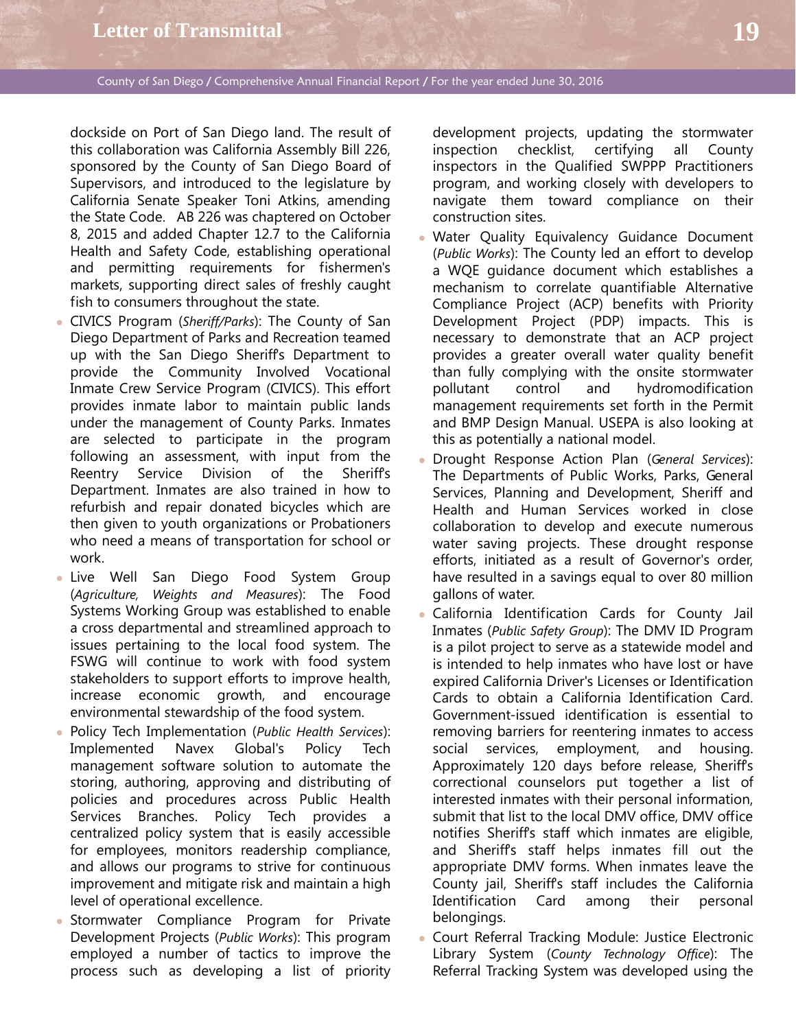dockside on Port of San Diego land. The result of this collaboration was California Assembly Bill 226, sponsored by the County of San Diego Board of Supervisors, and introduced to the legislature by California Senate Speaker Toni Atkins, amending the State Code. AB 226 was chaptered on October 8, 2015 and added Chapter 12.7 to the California Health and Safety Code, establishing operational and permitting requirements for fishermen's markets, supporting direct sales of freshly caught fish to consumers throughout the state.

- CIVICS Program (*Sheriff/Parks*): The County of San Diego Department of Parks and Recreation teamed up with the San Diego Sheriff's Department to provide the Community Involved Vocational Inmate Crew Service Program (CIVICS). This effort provides inmate labor to maintain public lands under the management of County Parks. Inmates are selected to participate in the program following an assessment, with input from the Reentry Service Division of the Sheriff's Department. Inmates are also trained in how to refurbish and repair donated bicycles which are then given to youth organizations or Probationers who need a means of transportation for school or work.
- Live Well San Diego Food System Group (*Agriculture, Weights and Measures*): The Food Systems Working Group was established to enable a cross departmental and streamlined approach to issues pertaining to the local food system. The FSWG will continue to work with food system stakeholders to support efforts to improve health, increase economic growth, and encourage environmental stewardship of the food system.
- Policy Tech Implementation (*Public Health Services*): Implemented Navex Global's Policy Tech management software solution to automate the storing, authoring, approving and distributing of policies and procedures across Public Health Services Branches. Policy Tech provides a centralized policy system that is easily accessible for employees, monitors readership compliance, and allows our programs to strive for continuous improvement and mitigate risk and maintain a high level of operational excellence.
- Stormwater Compliance Program for Private Development Projects (*Public Works*): This program employed a number of tactics to improve the process such as developing a list of priority development projects, updating the stormwater inspection checklist, certifying all County inspectors in the Qualified SWPPP Practitioners program, and working closely with developers to navigate them toward compliance on their construction sites.
- Water Quality Equivalency Guidance Document (*Public Works*): The County led an effort to develop a WQE guidance document which establishes a mechanism to correlate quantifiable Alternative Compliance Project (ACP) benefits with Priority Development Project (PDP) impacts. This is necessary to demonstrate that an ACP project provides a greater overall water quality benefit than fully complying with the onsite stormwater pollutant control and hydromodification management requirements set forth in the Permit and BMP Design Manual. USEPA is also looking at this as potentially a national model.
- Drought Response Action Plan (*General Services*): The Departments of Public Works, Parks, General Services, Planning and Development, Sheriff and Health and Human Services worked in close collaboration to develop and execute numerous water saving projects. These drought response efforts, initiated as a result of Governor's order, have resulted in a savings equal to over 80 million gallons of water.
- California Identification Cards for County Jail Inmates (*Public Safety Group*): The DMV ID Program is a pilot project to serve as a statewide model and is intended to help inmates who have lost or have expired California Driver's Licenses or Identification Cards to obtain a California Identification Card. Government-issued identification is essential to removing barriers for reentering inmates to access social services, employment, and housing. Approximately 120 days before release, Sheriff's correctional counselors put together a list of interested inmates with their personal information, submit that list to the local DMV office, DMV office notifies Sheriff's staff which inmates are eligible, and Sheriff's staff helps inmates fill out the appropriate DMV forms. When inmates leave the County jail, Sheriff's staff includes the California Identification Card among their personal belongings.
- Court Referral Tracking Module: Justice Electronic Library System (*County Technology Office*): The Referral Tracking System was developed using the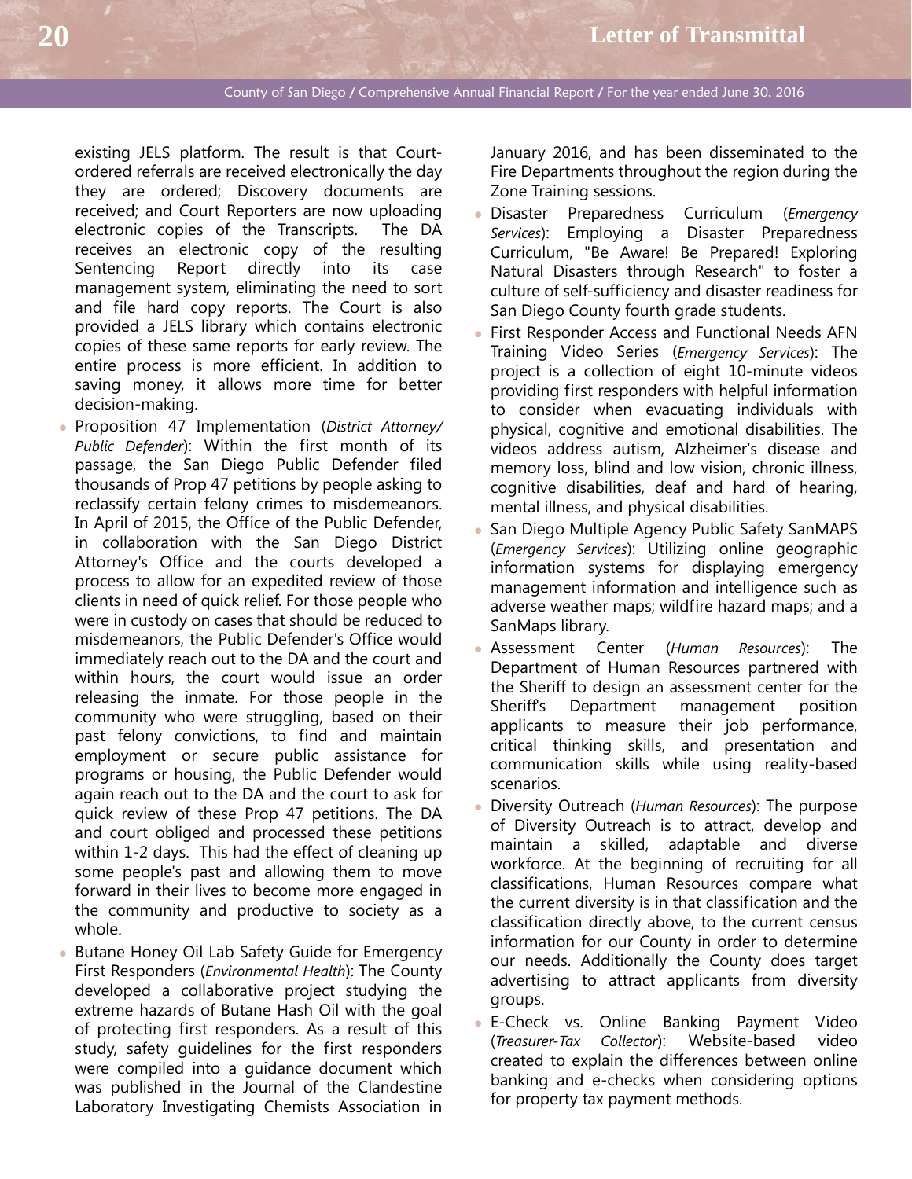existing JELS platform. The result is that Court-ordered referrals are received electronically the day they are ordered; Discovery documents are received; and Court Reporters are now uploading electronic copies of the Transcripts. The DA receives an electronic copy of the resulting Sentencing Report directly into its case management system, eliminating the need to sort and file hard copy reports. The Court is also provided a JELS library which contains electronic copies of these same reports for early review. The entire process is more efficient. In addition to saving money, it allows more time for better decision-making.

- Proposition 47 Implementation (*District Attorney/ Public Defender*): Within the first month of its passage, the San Diego Public Defender filed thousands of Prop 47 petitions by people asking to reclassify certain felony crimes to misdemeanors. In April of 2015, the Office of the Public Defender, in collaboration with the San Diego District Attorney's Office and the courts developed a process to allow for an expedited review of those clients in need of quick relief. For those people who were in custody on cases that should be reduced to misdemeanors, the Public Defender's Office would immediately reach out to the DA and the court and within hours, the court would issue an order releasing the inmate. For those people in the community who were struggling, based on their past felony convictions, to find and maintain employment or secure public assistance for programs or housing, the Public Defender would again reach out to the DA and the court to ask for quick review of these Prop 47 petitions. The DA and court obliged and processed these petitions within 1-2 days. This had the effect of cleaning up some people's past and allowing them to move forward in their lives to become more engaged in the community and productive to society as a whole.
- Butane Honey Oil Lab Safety Guide for Emergency First Responders (*Environmental Health*): The County developed a collaborative project studying the extreme hazards of Butane Hash Oil with the goal of protecting first responders. As a result of this study, safety guidelines for the first responders were compiled into a guidance document which was published in the Journal of the Clandestine Laboratory Investigating Chemists Association in January 2016, and has been disseminated to the Fire Departments throughout the region during the Zone Training sessions.
- Disaster Preparedness Curriculum (*Emergency Services*): Employing a Disaster Preparedness Curriculum, "Be Aware! Be Prepared! Exploring Natural Disasters through Research" to foster a culture of self-sufficiency and disaster readiness for San Diego County fourth grade students.
- First Responder Access and Functional Needs AFN Training Video Series (*Emergency Services*): The project is a collection of eight 10-minute videos providing first responders with helpful information to consider when evacuating individuals with physical, cognitive and emotional disabilities. The videos address autism, Alzheimer's disease and memory loss, blind and low vision, chronic illness, cognitive disabilities, deaf and hard of hearing, mental illness, and physical disabilities.
- San Diego Multiple Agency Public Safety SanMAPS (*Emergency Services*): Utilizing online geographic information systems for displaying emergency management information and intelligence such as adverse weather maps; wildfire hazard maps; and a SanMaps library.
- Assessment Center (*Human Resources*): The Department of Human Resources partnered with the Sheriff to design an assessment center for the Sheriff's Department management position applicants to measure their job performance, critical thinking skills, and presentation and communication skills while using reality-based scenarios.
- Diversity Outreach (*Human Resources*): The purpose of Diversity Outreach is to attract, develop and maintain a skilled, adaptable and diverse workforce. At the beginning of recruiting for all classifications, Human Resources compare what the current diversity is in that classification and the classification directly above, to the current census information for our County in order to determine our needs. Additionally the County does target advertising to attract applicants from diversity groups.
- E-Check vs. Online Banking Payment Video (*Treasurer-Tax Collector*): Website-based video created to explain the differences between online banking and e-checks when considering options for property tax payment methods.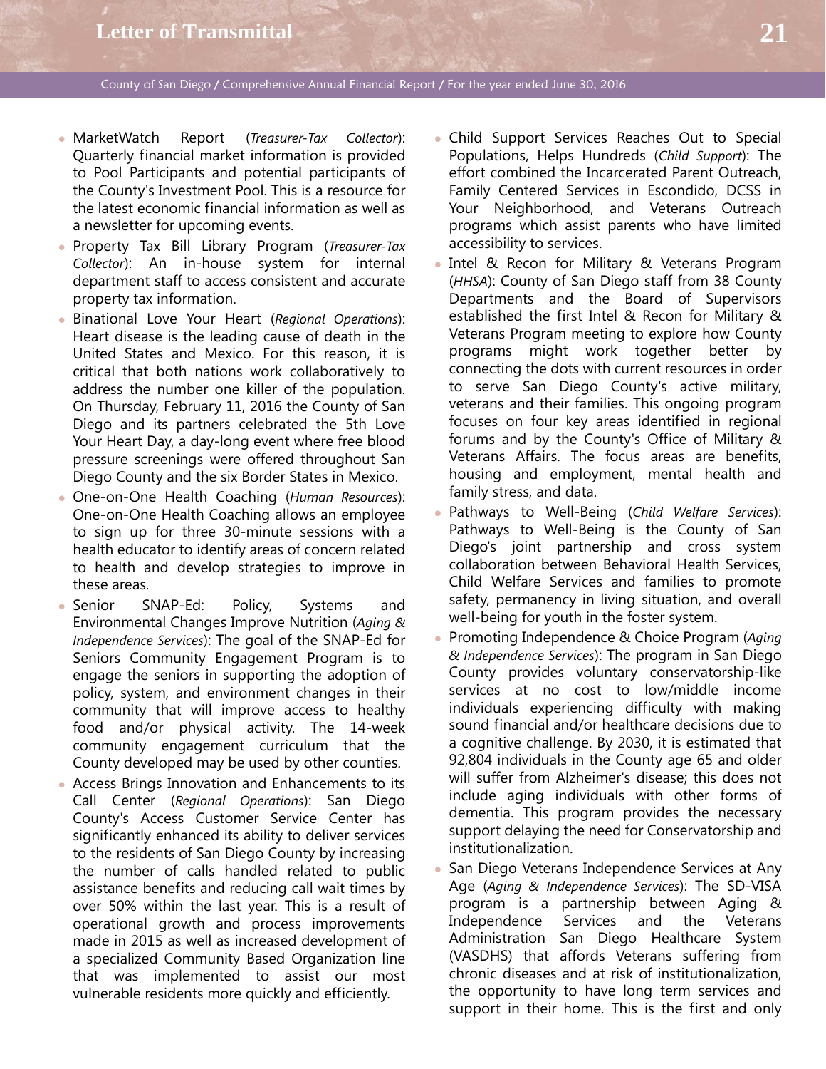- MarketWatch Report (*Treasurer-Tax Collector*): Quarterly financial market information is provided to Pool Participants and potential participants of the County's Investment Pool. This is a resource for the latest economic financial information as well as a newsletter for upcoming events.
- Property Tax Bill Library Program (*Treasurer-Tax Collector*): An in-house system for internal department staff to access consistent and accurate property tax information.
- Binational Love Your Heart (*Regional Operations*): Heart disease is the leading cause of death in the United States and Mexico. For this reason, it is critical that both nations work collaboratively to address the number one killer of the population. On Thursday, February 11, 2016 the County of San Diego and its partners celebrated the 5th Love Your Heart Day, a day-long event where free blood pressure screenings were offered throughout San Diego County and the six Border States in Mexico.
- One-on-One Health Coaching (*Human Resources*): One-on-One Health Coaching allows an employee to sign up for three 30-minute sessions with a health educator to identify areas of concern related to health and develop strategies to improve in these areas.
- Senior SNAP-Ed: Policy, Systems and Environmental Changes Improve Nutrition (*Aging & Independence Services*): The goal of the SNAP-Ed for Seniors Community Engagement Program is to engage the seniors in supporting the adoption of policy, system, and environment changes in their community that will improve access to healthy food and/or physical activity. The 14-week community engagement curriculum that the County developed may be used by other counties.
- Access Brings Innovation and Enhancements to its Call Center (*Regional Operations*): San Diego County's Access Customer Service Center has significantly enhanced its ability to deliver services to the residents of San Diego County by increasing the number of calls handled related to public assistance benefits and reducing call wait times by over 50% within the last year. This is a result of operational growth and process improvements made in 2015 as well as increased development of a specialized Community Based Organization line that was implemented to assist our most vulnerable residents more quickly and efficiently.
- Child Support Services Reaches Out to Special Populations, Helps Hundreds (*Child Support*): The effort combined the Incarcerated Parent Outreach, Family Centered Services in Escondido, DCSS in Your Neighborhood, and Veterans Outreach programs which assist parents who have limited accessibility to services.
- Intel & Recon for Military & Veterans Program (*HHSA*): County of San Diego staff from 38 County Departments and the Board of Supervisors established the first Intel & Recon for Military & Veterans Program meeting to explore how County programs might work together better by connecting the dots with current resources in order to serve San Diego County's active military, veterans and their families. This ongoing program focuses on four key areas identified in regional forums and by the County's Office of Military & Veterans Affairs. The focus areas are benefits, housing and employment, mental health and family stress, and data.
- Pathways to Well-Being (*Child Welfare Services*): Pathways to Well-Being is the County of San Diego's joint partnership and cross system collaboration between Behavioral Health Services, Child Welfare Services and families to promote safety, permanency in living situation, and overall well-being for youth in the foster system.
- Promoting Independence & Choice Program (*Aging & Independence Services*): The program in San Diego County provides voluntary conservatorship-like services at no cost to low/middle income individuals experiencing difficulty with making sound financial and/or healthcare decisions due to a cognitive challenge. By 2030, it is estimated that 92,804 individuals in the County age 65 and older will suffer from Alzheimer's disease; this does not include aging individuals with other forms of dementia. This program provides the necessary support delaying the need for Conservatorship and institutionalization.
- San Diego Veterans Independence Services at Any Age (*Aging & Independence Services*): The SD-VISA program is a partnership between Aging & Independence Services and the Veterans Administration San Diego Healthcare System (VASDHS) that affords Veterans suffering from chronic diseases and at risk of institutionalization, the opportunity to have long term services and support in their home. This is the first and only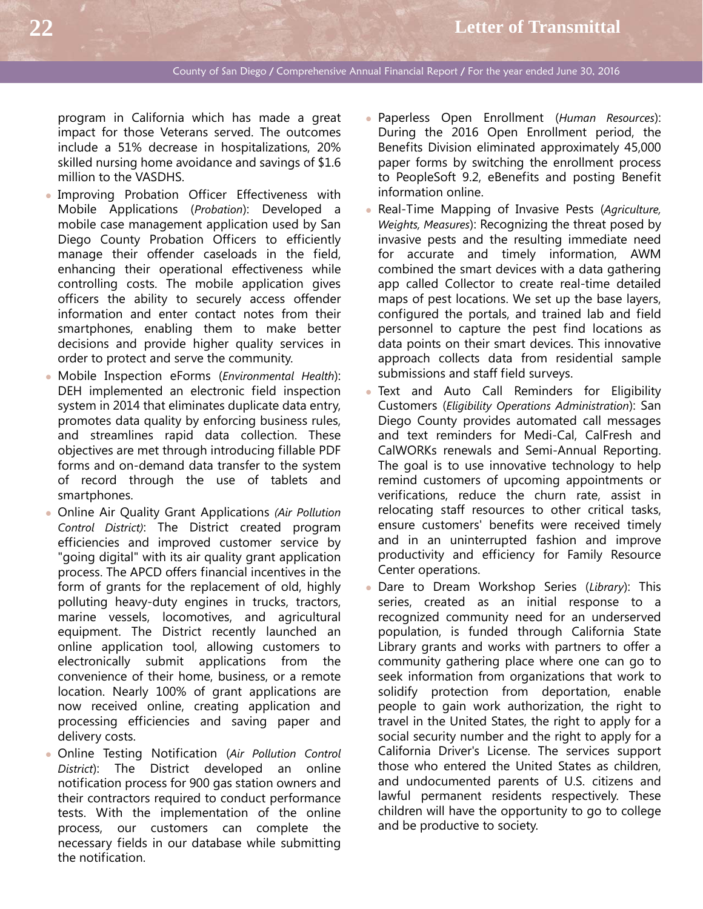program in California which has made a great impact for those Veterans served. The outcomes include a 51% decrease in hospitalizations, 20% skilled nursing home avoidance and savings of $1.6 million to the VASDHS.

- Improving Probation Officer Effectiveness with Mobile Applications (*Probation*): Developed a mobile case management application used by San Diego County Probation Officers to efficiently manage their offender caseloads in the field, enhancing their operational effectiveness while controlling costs. The mobile application gives officers the ability to securely access offender information and enter contact notes from their smartphones, enabling them to make better decisions and provide higher quality services in order to protect and serve the community.
- Mobile Inspection eForms (*Environmental Health*): DEH implemented an electronic field inspection system in 2014 that eliminates duplicate data entry, promotes data quality by enforcing business rules, and streamlines rapid data collection. These objectives are met through introducing fillable PDF forms and on-demand data transfer to the system of record through the use of tablets and smartphones.
- Online Air Quality Grant Applications *(Air Pollution Control District)*: The District created program efficiencies and improved customer service by "going digital" with its air quality grant application process. The APCD offers financial incentives in the form of grants for the replacement of old, highly polluting heavy-duty engines in trucks, tractors, marine vessels, locomotives, and agricultural equipment. The District recently launched an online application tool, allowing customers to electronically submit applications from the convenience of their home, business, or a remote location. Nearly 100% of grant applications are now received online, creating application and processing efficiencies and saving paper and delivery costs.
- Online Testing Notification (*Air Pollution Control District*): The District developed an online notification process for 900 gas station owners and their contractors required to conduct performance tests. With the implementation of the online process, our customers can complete the necessary fields in our database while submitting the notification.
- Paperless Open Enrollment (*Human Resources*): During the 2016 Open Enrollment period, the Benefits Division eliminated approximately 45,000 paper forms by switching the enrollment process to PeopleSoft 9.2, eBenefits and posting Benefit information online.
- Real-Time Mapping of Invasive Pests (*Agriculture, Weights, Measures*): Recognizing the threat posed by invasive pests and the resulting immediate need for accurate and timely information, AWM combined the smart devices with a data gathering app called Collector to create real-time detailed maps of pest locations. We set up the base layers, configured the portals, and trained lab and field personnel to capture the pest find locations as data points on their smart devices. This innovative approach collects data from residential sample submissions and staff field surveys.
- Text and Auto Call Reminders for Eligibility Customers (*Eligibility Operations Administration*): San Diego County provides automated call messages and text reminders for Medi-Cal, CalFresh and CalWORKs renewals and Semi-Annual Reporting. The goal is to use innovative technology to help remind customers of upcoming appointments or verifications, reduce the churn rate, assist in relocating staff resources to other critical tasks, ensure customers' benefits were received timely and in an uninterrupted fashion and improve productivity and efficiency for Family Resource Center operations.
- Dare to Dream Workshop Series (*Library*): This series, created as an initial response to a recognized community need for an underserved population, is funded through California State Library grants and works with partners to offer a community gathering place where one can go to seek information from organizations that work to solidify protection from deportation, enable people to gain work authorization, the right to travel in the United States, the right to apply for a social security number and the right to apply for a California Driver's License. The services support those who entered the United States as children, and undocumented parents of U.S. citizens and lawful permanent residents respectively. These children will have the opportunity to go to college and be productive to society.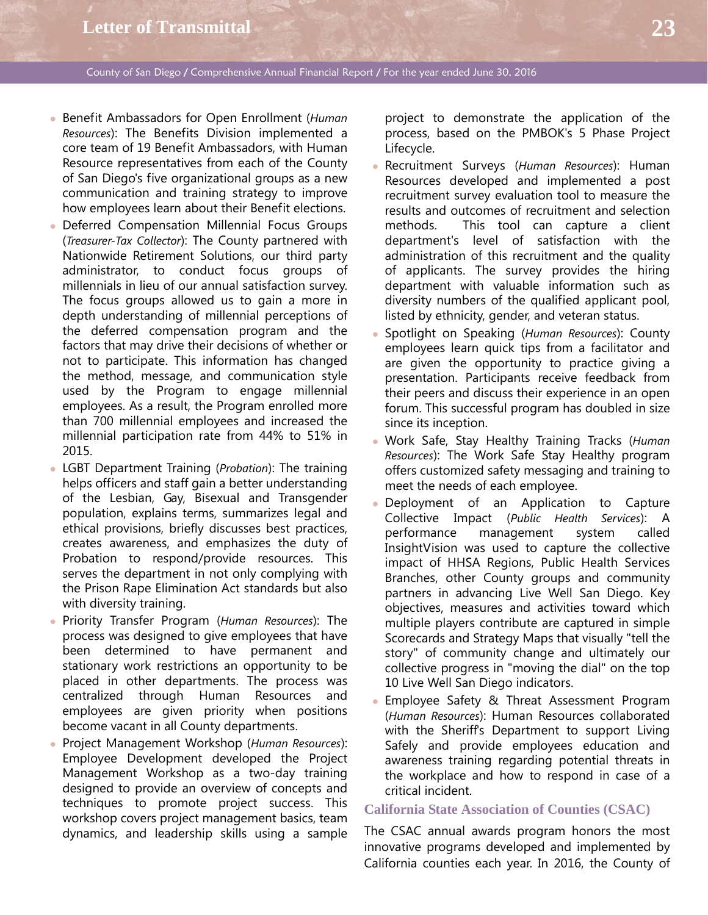- Benefit Ambassadors for Open Enrollment (*Human Resources*): The Benefits Division implemented a core team of 19 Benefit Ambassadors, with Human Resource representatives from each of the County of San Diego's five organizational groups as a new communication and training strategy to improve how employees learn about their Benefit elections.
- Deferred Compensation Millennial Focus Groups (*Treasurer-Tax Collector*): The County partnered with Nationwide Retirement Solutions, our third party administrator, to conduct focus groups of millennials in lieu of our annual satisfaction survey. The focus groups allowed us to gain a more in depth understanding of millennial perceptions of the deferred compensation program and the factors that may drive their decisions of whether or not to participate. This information has changed the method, message, and communication style used by the Program to engage millennial employees. As a result, the Program enrolled more than 700 millennial employees and increased the millennial participation rate from 44% to 51% in 2015.
- LGBT Department Training (*Probation*): The training helps officers and staff gain a better understanding of the Lesbian, Gay, Bisexual and Transgender population, explains terms, summarizes legal and ethical provisions, briefly discusses best practices, creates awareness, and emphasizes the duty of Probation to respond/provide resources. This serves the department in not only complying with the Prison Rape Elimination Act standards but also with diversity training.
- Priority Transfer Program (*Human Resources*): The process was designed to give employees that have been determined to have permanent and stationary work restrictions an opportunity to be placed in other departments. The process was centralized through Human Resources and employees are given priority when positions become vacant in all County departments.
- Project Management Workshop (*Human Resources*): Employee Development developed the Project Management Workshop as a two-day training designed to provide an overview of concepts and techniques to promote project success. This workshop covers project management basics, team dynamics, and leadership skills using a sample project to demonstrate the application of the process, based on the PMBOK's 5 Phase Project Lifecycle.
- Recruitment Surveys (*Human Resources*): Human Resources developed and implemented a post recruitment survey evaluation tool to measure the results and outcomes of recruitment and selection methods. This tool can capture a client department's level of satisfaction with the administration of this recruitment and the quality of applicants. The survey provides the hiring department with valuable information such as diversity numbers of the qualified applicant pool, listed by ethnicity, gender, and veteran status.
- Spotlight on Speaking (*Human Resources*): County employees learn quick tips from a facilitator and are given the opportunity to practice giving a presentation. Participants receive feedback from their peers and discuss their experience in an open forum. This successful program has doubled in size since its inception.
- Work Safe, Stay Healthy Training Tracks (*Human Resources*): The Work Safe Stay Healthy program offers customized safety messaging and training to meet the needs of each employee.
- Deployment of an Application to Capture Collective Impact (*Public Health Services*): A performance management system called InsightVision was used to capture the collective impact of HHSA Regions, Public Health Services Branches, other County groups and community partners in advancing Live Well San Diego. Key objectives, measures and activities toward which multiple players contribute are captured in simple Scorecards and Strategy Maps that visually "tell the story" of community change and ultimately our collective progress in "moving the dial" on the top 10 Live Well San Diego indicators.
- Employee Safety & Threat Assessment Program (*Human Resources*): Human Resources collaborated with the Sheriff's Department to support Living Safely and provide employees education and awareness training regarding potential threats in the workplace and how to respond in case of a critical incident.

### California State Association of Counties (CSAC)

The CSAC annual awards program honors the most innovative programs developed and implemented by California counties each year. In 2016, the County of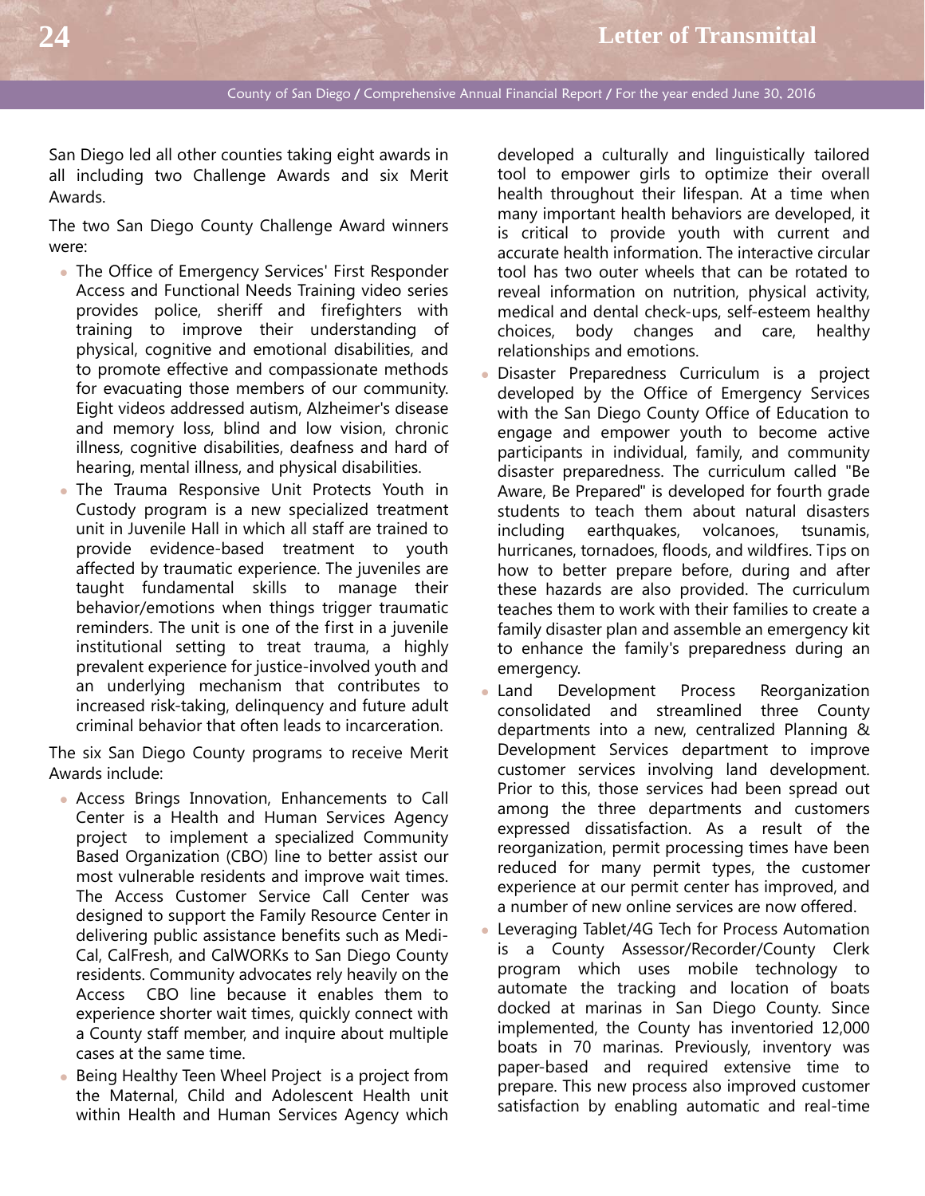San Diego led all other counties taking eight awards in all including two Challenge Awards and six Merit Awards.

The two San Diego County Challenge Award winners were:

- The Office of Emergency Services' First Responder Access and Functional Needs Training video series provides police, sheriff and firefighters with training to improve their understanding of physical, cognitive and emotional disabilities, and to promote effective and compassionate methods for evacuating those members of our community. Eight videos addressed autism, Alzheimer's disease and memory loss, blind and low vision, chronic illness, cognitive disabilities, deafness and hard of hearing, mental illness, and physical disabilities.
- The Trauma Responsive Unit Protects Youth in Custody program is a new specialized treatment unit in Juvenile Hall in which all staff are trained to provide evidence-based treatment to youth affected by traumatic experience. The juveniles are taught fundamental skills to manage their behavior/emotions when things trigger traumatic reminders. The unit is one of the first in a juvenile institutional setting to treat trauma, a highly prevalent experience for justice-involved youth and an underlying mechanism that contributes to increased risk-taking, delinquency and future adult criminal behavior that often leads to incarceration.

The six San Diego County programs to receive Merit Awards include:

- Access Brings Innovation, Enhancements to Call Center is a Health and Human Services Agency project to implement a specialized Community Based Organization (CBO) line to better assist our most vulnerable residents and improve wait times. The Access Customer Service Call Center was designed to support the Family Resource Center in delivering public assistance benefits such as Medi-Cal, CalFresh, and CalWORKs to San Diego County residents. Community advocates rely heavily on the Access CBO line because it enables them to experience shorter wait times, quickly connect with a County staff member, and inquire about multiple cases at the same time.
- Being Healthy Teen Wheel Project is a project from the Maternal, Child and Adolescent Health unit within Health and Human Services Agency which developed a culturally and linguistically tailored tool to empower girls to optimize their overall health throughout their lifespan. At a time when many important health behaviors are developed, it is critical to provide youth with current and accurate health information. The interactive circular tool has two outer wheels that can be rotated to reveal information on nutrition, physical activity, medical and dental check-ups, self-esteem healthy choices, body changes and care, healthy relationships and emotions.
- Disaster Preparedness Curriculum is a project developed by the Office of Emergency Services with the San Diego County Office of Education to engage and empower youth to become active participants in individual, family, and community disaster preparedness. The curriculum called "Be Aware, Be Prepared" is developed for fourth grade students to teach them about natural disasters including earthquakes, volcanoes, tsunamis, hurricanes, tornadoes, floods, and wildfires. Tips on how to better prepare before, during and after these hazards are also provided. The curriculum teaches them to work with their families to create a family disaster plan and assemble an emergency kit to enhance the family's preparedness during an emergency.
- Land Development Process Reorganization consolidated and streamlined three County departments into a new, centralized Planning & Development Services department to improve customer services involving land development. Prior to this, those services had been spread out among the three departments and customers expressed dissatisfaction. As a result of the reorganization, permit processing times have been reduced for many permit types, the customer experience at our permit center has improved, and a number of new online services are now offered.
- Leveraging Tablet/4G Tech for Process Automation is a County Assessor/Recorder/County Clerk program which uses mobile technology to automate the tracking and location of boats docked at marinas in San Diego County. Since implemented, the County has inventoried 12,000 boats in 70 marinas. Previously, inventory was paper-based and required extensive time to prepare. This new process also improved customer satisfaction by enabling automatic and real-time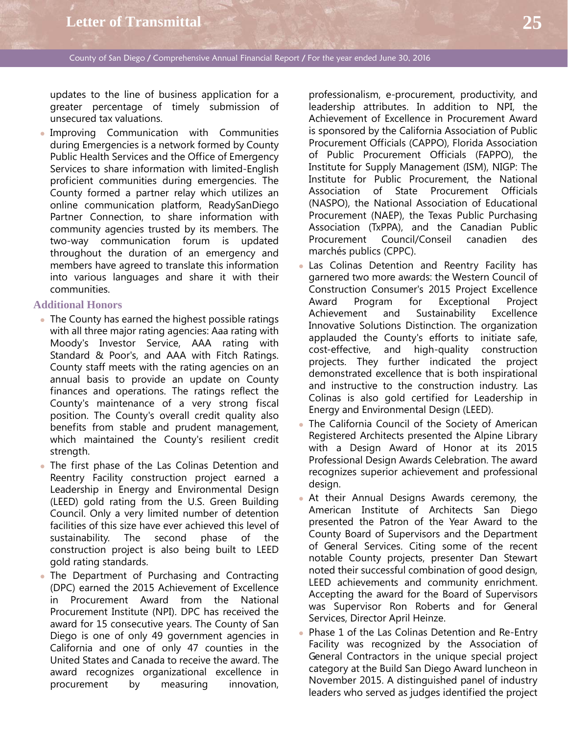updates to the line of business application for a greater percentage of timely submission of unsecured tax valuations.

- Improving Communication with Communities during Emergencies is a network formed by County Public Health Services and the Office of Emergency Services to share information with limited-English proficient communities during emergencies. The County formed a partner relay which utilizes an online communication platform, ReadySanDiego Partner Connection, to share information with community agencies trusted by its members. The two-way communication forum is updated throughout the duration of an emergency and members have agreed to translate this information into various languages and share it with their communities.

### Additional Honors

- The County has earned the highest possible ratings with all three major rating agencies: Aaa rating with Moody's Investor Service, AAA rating with Standard & Poor's, and AAA with Fitch Ratings. County staff meets with the rating agencies on an annual basis to provide an update on County finances and operations. The ratings reflect the County's maintenance of a very strong fiscal position. The County's overall credit quality also benefits from stable and prudent management, which maintained the County's resilient credit strength.
- The first phase of the Las Colinas Detention and Reentry Facility construction project earned a Leadership in Energy and Environmental Design (LEED) gold rating from the U.S. Green Building Council. Only a very limited number of detention facilities of this size have ever achieved this level of sustainability. The second phase of the construction project is also being built to LEED gold rating standards.
- The Department of Purchasing and Contracting (DPC) earned the 2015 Achievement of Excellence in Procurement Award from the National Procurement Institute (NPI). DPC has received the award for 15 consecutive years. The County of San Diego is one of only 49 government agencies in California and one of only 47 counties in the United States and Canada to receive the award. The award recognizes organizational excellence in procurement by measuring innovation, professionalism, e-procurement, productivity, and leadership attributes. In addition to NPI, the Achievement of Excellence in Procurement Award is sponsored by the California Association of Public Procurement Officials (CAPPO), Florida Association of Public Procurement Officials (FAPPO), the Institute for Supply Management (ISM), NIGP: The Institute for Public Procurement, the National Association of State Procurement Officials (NASPO), the National Association of Educational Procurement (NAEP), the Texas Public Purchasing Association (TxPPA), and the Canadian Public Procurement Council/Conseil canadien des marchés publics (CPPC).
- Las Colinas Detention and Reentry Facility has garnered two more awards: the Western Council of Construction Consumer's 2015 Project Excellence Award Program for Exceptional Project Achievement and Sustainability Excellence Innovative Solutions Distinction. The organization applauded the County's efforts to initiate safe, cost-effective, and high-quality construction projects. They further indicated the project demonstrated excellence that is both inspirational and instructive to the construction industry. Las Colinas is also gold certified for Leadership in Energy and Environmental Design (LEED).
- The California Council of the Society of American Registered Architects presented the Alpine Library with a Design Award of Honor at its 2015 Professional Design Awards Celebration. The award recognizes superior achievement and professional design.
- At their Annual Designs Awards ceremony, the American Institute of Architects San Diego presented the Patron of the Year Award to the County Board of Supervisors and the Department of General Services. Citing some of the recent notable County projects, presenter Dan Stewart noted their successful combination of good design, LEED achievements and community enrichment. Accepting the award for the Board of Supervisors was Supervisor Ron Roberts and for General Services, Director April Heinze.
- Phase 1 of the Las Colinas Detention and Re-Entry Facility was recognized by the Association of General Contractors in the unique special project category at the Build San Diego Award luncheon in November 2015. A distinguished panel of industry leaders who served as judges identified the project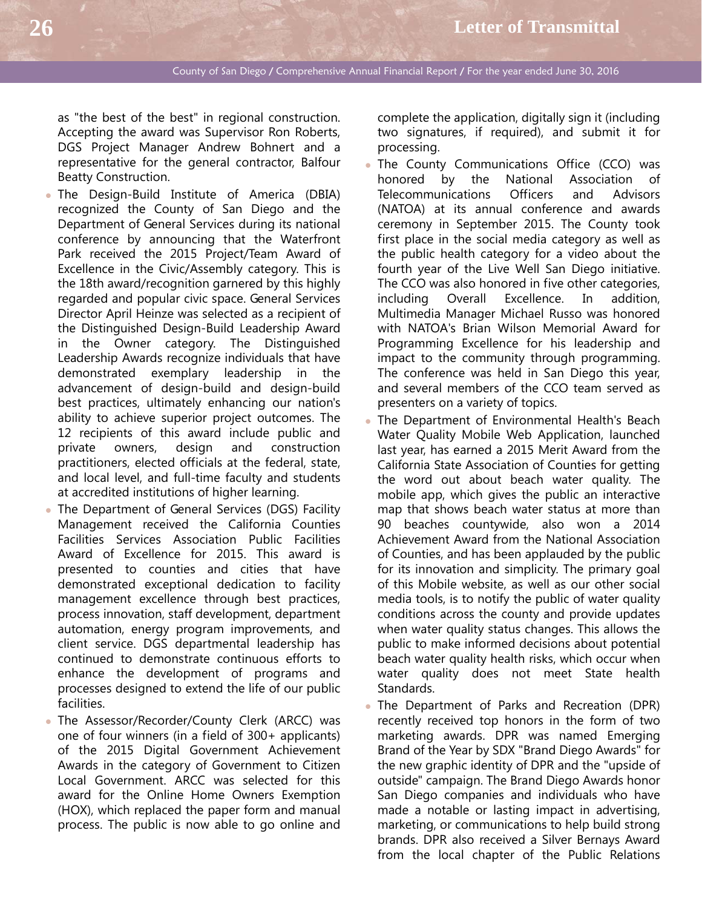as "the best of the best" in regional construction. Accepting the award was Supervisor Ron Roberts, DGS Project Manager Andrew Bohnert and a representative for the general contractor, Balfour Beatty Construction.

- The Design-Build Institute of America (DBIA) recognized the County of San Diego and the Department of General Services during its national conference by announcing that the Waterfront Park received the 2015 Project/Team Award of Excellence in the Civic/Assembly category. This is the 18th award/recognition garnered by this highly regarded and popular civic space. General Services Director April Heinze was selected as a recipient of the Distinguished Design-Build Leadership Award in the Owner category. The Distinguished Leadership Awards recognize individuals that have demonstrated exemplary leadership in the advancement of design-build and design-build best practices, ultimately enhancing our nation's ability to achieve superior project outcomes. The 12 recipients of this award include public and private owners, design and construction practitioners, elected officials at the federal, state, and local level, and full-time faculty and students at accredited institutions of higher learning.
- The Department of General Services (DGS) Facility Management received the California Counties Facilities Services Association Public Facilities Award of Excellence for 2015. This award is presented to counties and cities that have demonstrated exceptional dedication to facility management excellence through best practices, process innovation, staff development, department automation, energy program improvements, and client service. DGS departmental leadership has continued to demonstrate continuous efforts to enhance the development of programs and processes designed to extend the life of our public facilities.
- The Assessor/Recorder/County Clerk (ARCC) was one of four winners (in a field of 300+ applicants) of the 2015 Digital Government Achievement Awards in the category of Government to Citizen Local Government. ARCC was selected for this award for the Online Home Owners Exemption (HOX), which replaced the paper form and manual process. The public is now able to go online and complete the application, digitally sign it (including two signatures, if required), and submit it for processing.
- The County Communications Office (CCO) was honored by the National Association of Telecommunications Officers and Advisors (NATOA) at its annual conference and awards ceremony in September 2015. The County took first place in the social media category as well as the public health category for a video about the fourth year of the Live Well San Diego initiative. The CCO was also honored in five other categories, including Overall Excellence. In addition, Multimedia Manager Michael Russo was honored with NATOA's Brian Wilson Memorial Award for Programming Excellence for his leadership and impact to the community through programming. The conference was held in San Diego this year, and several members of the CCO team served as presenters on a variety of topics.
- The Department of Environmental Health's Beach Water Quality Mobile Web Application, launched last year, has earned a 2015 Merit Award from the California State Association of Counties for getting the word out about beach water quality. The mobile app, which gives the public an interactive map that shows beach water status at more than 90 beaches countywide, also won a 2014 Achievement Award from the National Association of Counties, and has been applauded by the public for its innovation and simplicity. The primary goal of this Mobile website, as well as our other social media tools, is to notify the public of water quality conditions across the county and provide updates when water quality status changes. This allows the public to make informed decisions about potential beach water quality health risks, which occur when water quality does not meet State health Standards.
- The Department of Parks and Recreation (DPR) recently received top honors in the form of two marketing awards. DPR was named Emerging Brand of the Year by SDX "Brand Diego Awards" for the new graphic identity of DPR and the "upside of outside" campaign. The Brand Diego Awards honor San Diego companies and individuals who have made a notable or lasting impact in advertising, marketing, or communications to help build strong brands. DPR also received a Silver Bernays Award from the local chapter of the Public Relations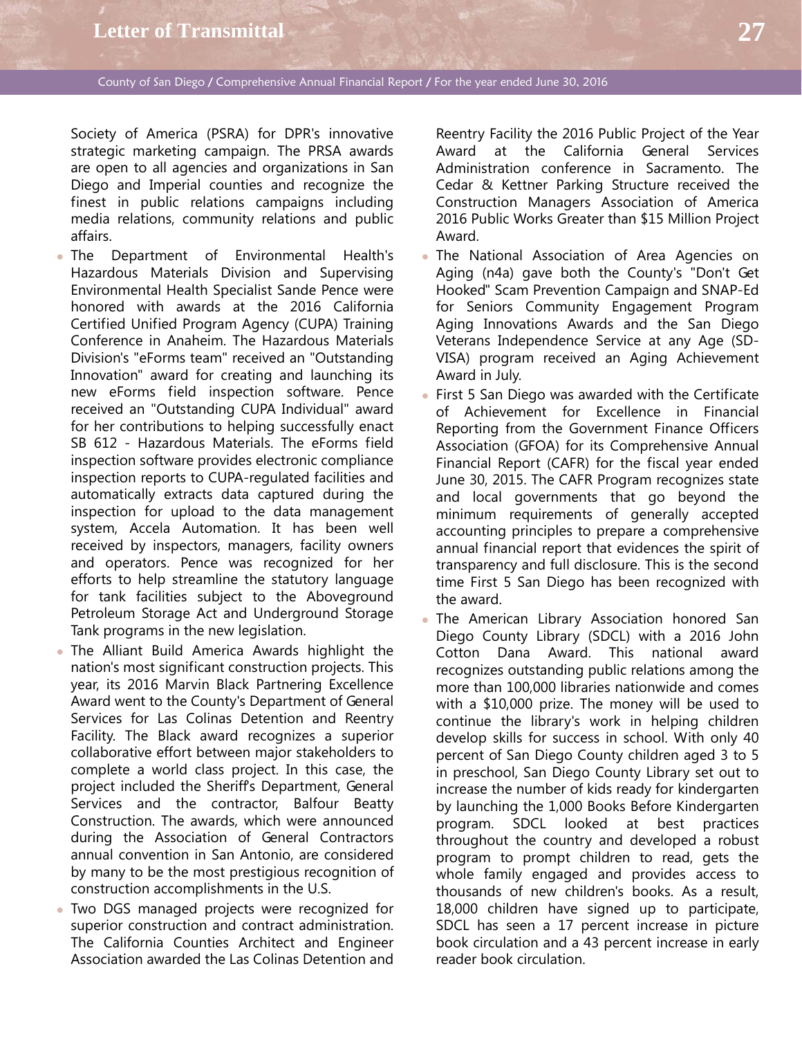Society of America (PSRA) for DPR's innovative strategic marketing campaign. The PRSA awards are open to all agencies and organizations in San Diego and Imperial counties and recognize the finest in public relations campaigns including media relations, community relations and public affairs.

- The Department of Environmental Health's Hazardous Materials Division and Supervising Environmental Health Specialist Sande Pence were honored with awards at the 2016 California Certified Unified Program Agency (CUPA) Training Conference in Anaheim. The Hazardous Materials Division's "eForms team" received an "Outstanding Innovation" award for creating and launching its new eForms field inspection software. Pence received an "Outstanding CUPA Individual" award for her contributions to helping successfully enact SB 612 - Hazardous Materials. The eForms field inspection software provides electronic compliance inspection reports to CUPA-regulated facilities and automatically extracts data captured during the inspection for upload to the data management system, Accela Automation. It has been well received by inspectors, managers, facility owners and operators. Pence was recognized for her efforts to help streamline the statutory language for tank facilities subject to the Aboveground Petroleum Storage Act and Underground Storage Tank programs in the new legislation.
- The Alliant Build America Awards highlight the nation's most significant construction projects. This year, its 2016 Marvin Black Partnering Excellence Award went to the County's Department of General Services for Las Colinas Detention and Reentry Facility. The Black award recognizes a superior collaborative effort between major stakeholders to complete a world class project. In this case, the project included the Sheriff's Department, General Services and the contractor, Balfour Beatty Construction. The awards, which were announced during the Association of General Contractors annual convention in San Antonio, are considered by many to be the most prestigious recognition of construction accomplishments in the U.S.
- Two DGS managed projects were recognized for superior construction and contract administration. The California Counties Architect and Engineer Association awarded the Las Colinas Detention and Reentry Facility the 2016 Public Project of the Year Award at the California General Services Administration conference in Sacramento. The Cedar & Kettner Parking Structure received the Construction Managers Association of America 2016 Public Works Greater than $15 Million Project Award.
- The National Association of Area Agencies on Aging (n4a) gave both the County's "Don't Get Hooked" Scam Prevention Campaign and SNAP-Ed for Seniors Community Engagement Program Aging Innovations Awards and the San Diego Veterans Independence Service at any Age (SD-VISA) program received an Aging Achievement Award in July.
- First 5 San Diego was awarded with the Certificate of Achievement for Excellence in Financial Reporting from the Government Finance Officers Association (GFOA) for its Comprehensive Annual Financial Report (CAFR) for the fiscal year ended June 30, 2015. The CAFR Program recognizes state and local governments that go beyond the minimum requirements of generally accepted accounting principles to prepare a comprehensive annual financial report that evidences the spirit of transparency and full disclosure. This is the second time First 5 San Diego has been recognized with the award.
- The American Library Association honored San Diego County Library (SDCL) with a 2016 John Cotton Dana Award. This national award recognizes outstanding public relations among the more than 100,000 libraries nationwide and comes with a $10,000 prize. The money will be used to continue the library's work in helping children develop skills for success in school. With only 40 percent of San Diego County children aged 3 to 5 in preschool, San Diego County Library set out to increase the number of kids ready for kindergarten by launching the 1,000 Books Before Kindergarten program. SDCL looked at best practices throughout the country and developed a robust program to prompt children to read, gets the whole family engaged and provides access to thousands of new children's books. As a result, 18,000 children have signed up to participate, SDCL has seen a 17 percent increase in picture book circulation and a 43 percent increase in early reader book circulation.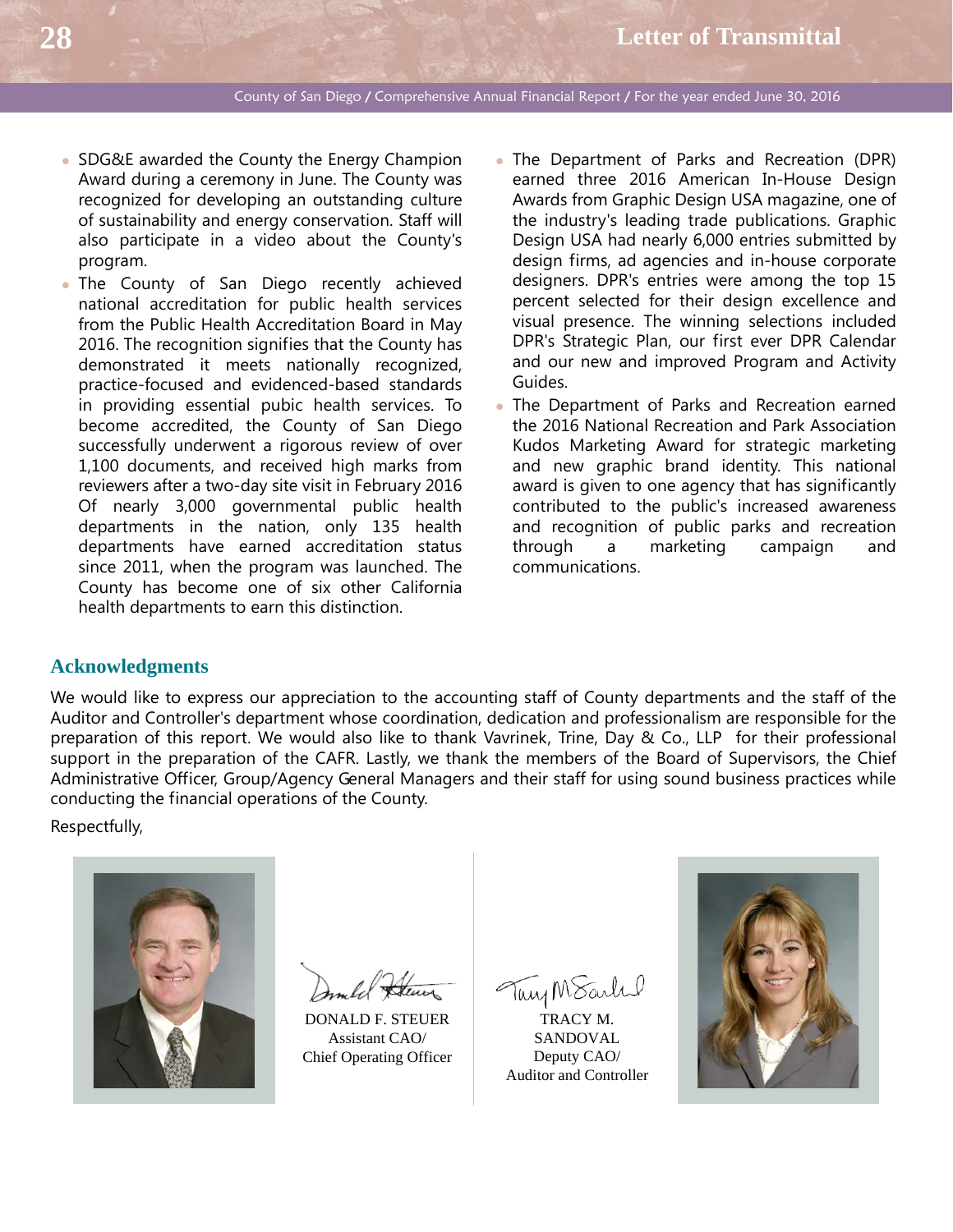- SDG&E awarded the County the Energy Champion Award during a ceremony in June. The County was recognized for developing an outstanding culture of sustainability and energy conservation. Staff will also participate in a video about the County's program.
- The County of San Diego recently achieved national accreditation for public health services from the Public Health Accreditation Board in May 2016. The recognition signifies that the County has demonstrated it meets nationally recognized, practice-focused and evidenced-based standards in providing essential pubic health services. To become accredited, the County of San Diego successfully underwent a rigorous review of over 1,100 documents, and received high marks from reviewers after a two-day site visit in February 2016 Of nearly 3,000 governmental public health departments in the nation, only 135 health departments have earned accreditation status since 2011, when the program was launched. The County has become one of six other California health departments to earn this distinction.
- The Department of Parks and Recreation (DPR) earned three 2016 American In-House Design Awards from Graphic Design USA magazine, one of the industry's leading trade publications. Graphic Design USA had nearly 6,000 entries submitted by design firms, ad agencies and in-house corporate designers. DPR's entries were among the top 15 percent selected for their design excellence and visual presence. The winning selections included DPR's Strategic Plan, our first ever DPR Calendar and our new and improved Program and Activity Guides.
- The Department of Parks and Recreation earned the 2016 National Recreation and Park Association Kudos Marketing Award for strategic marketing and new graphic brand identity. This national award is given to one agency that has significantly contributed to the public's increased awareness and recognition of public parks and recreation through a marketing campaign and communications.

## Acknowledgments

We would like to express our appreciation to the accounting staff of County departments and the staff of the Auditor and Controller's department whose coordination, dedication and professionalism are responsible for the preparation of this report. We would also like to thank Vavrinek, Trine, Day & Co., LLP for their professional support in the preparation of the CAFR. Lastly, we thank the members of the Board of Supervisors, the Chief Administrative Officer, Group/Agency General Managers and their staff for using sound business practices while conducting the financial operations of the County.

Respectfully,

DONALD F. STEUER
Assistant CAO/
Chief Operating Officer

TRACY M. SANDOVAL
Deputy CAO/
Auditor and Controller